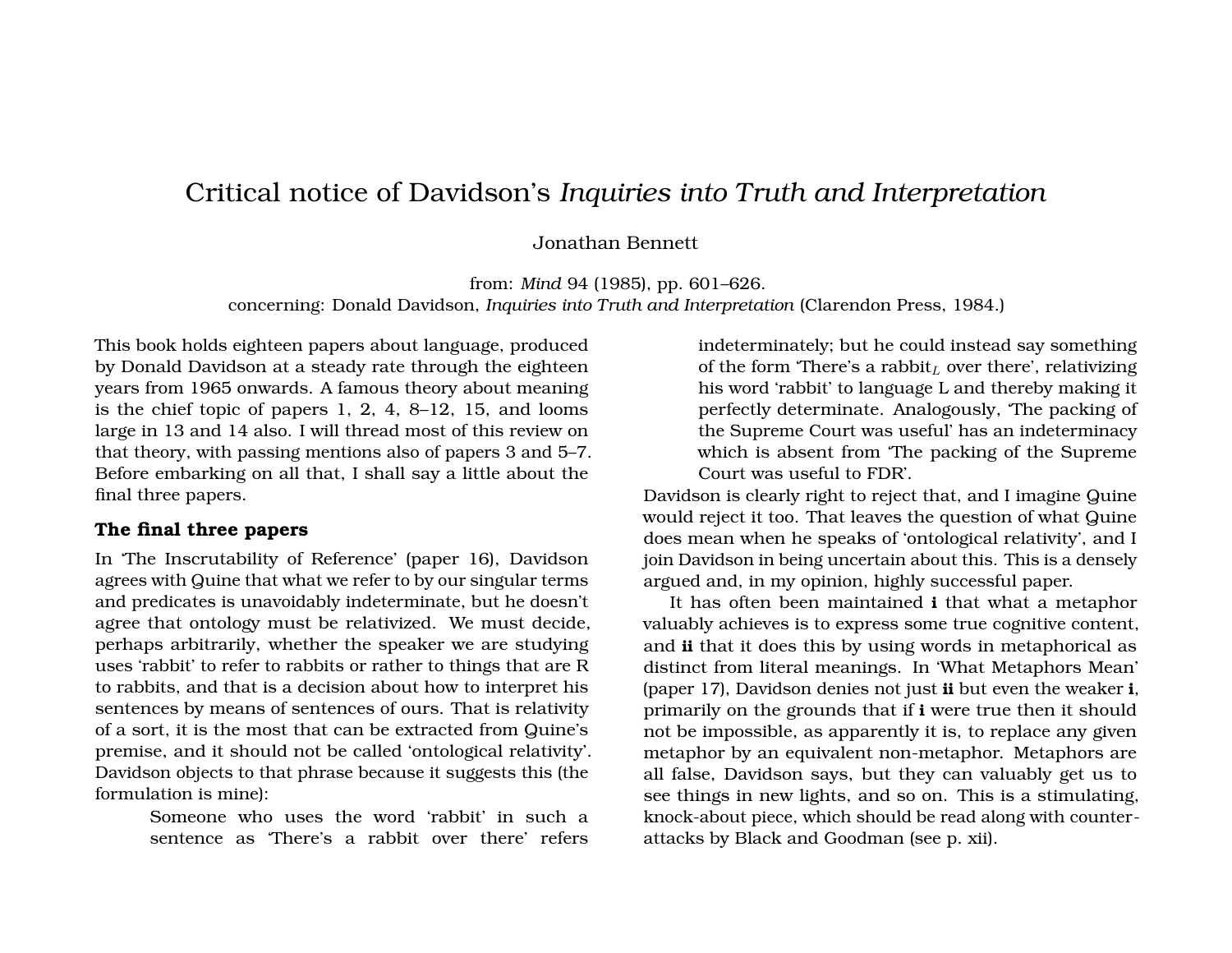# Critical notice of Davidson's *Inquiries into Truth and Interpretation*

Jonathan Bennett

from: *Mind* 94 (1985), pp. 601–626.
concerning: Donald Davidson, *Inquiries into Truth and Interpretation* (Clarendon Press, 1984.)

This book holds eighteen papers about language, produced by Donald Davidson at a steady rate through the eighteen years from 1965 onwards. A famous theory about meaning is the chief topic of papers 1, 2, 4, 8–12, 15, and looms large in 13 and 14 also. I will thread most of this review on that theory, with passing mentions also of papers 3 and 5–7. Before embarking on all that, I shall say a little about the final three papers.

### The final three papers

In 'The Inscrutability of Reference' (paper 16), Davidson agrees with Quine that what we refer to by our singular terms and predicates is unavoidably indeterminate, but he doesn't agree that ontology must be relativized. We must decide, perhaps arbitrarily, whether the speaker we are studying uses 'rabbit' to refer to rabbits or rather to things that are R to rabbits, and that is a decision about how to interpret his sentences by means of sentences of ours. That is relativity of a sort, it is the most that can be extracted from Quine's premise, and it should not be called 'ontological relativity'. Davidson objects to that phrase because it suggests this (the formulation is mine):

> Someone who uses the word 'rabbit' in such a sentence as 'There's a rabbit over there' refers indeterminately; but he could instead say something of the form 'There's a rabbit$_L$ over there', relativizing his word 'rabbit' to language L and thereby making it perfectly determinate. Analogously, 'The packing of the Supreme Court was useful' has an indeterminacy which is absent from 'The packing of the Supreme Court was useful to FDR'.

Davidson is clearly right to reject that, and I imagine Quine would reject it too. That leaves the question of what Quine does mean when he speaks of 'ontological relativity', and I join Davidson in being uncertain about this. This is a densely argued and, in my opinion, highly successful paper.

It has often been maintained **i** that what a metaphor valuably achieves is to express some true cognitive content, and **ii** that it does this by using words in metaphorical as distinct from literal meanings. In 'What Metaphors Mean' (paper 17), Davidson denies not just **ii** but even the weaker **i**, primarily on the grounds that if **i** were true then it should not be impossible, as apparently it is, to replace any given metaphor by an equivalent non-metaphor. Metaphors are all false, Davidson says, but they can valuably get us to see things in new lights, and so on. This is a stimulating, knock-about piece, which should be read along with counter-attacks by Black and Goodman (see p. xii).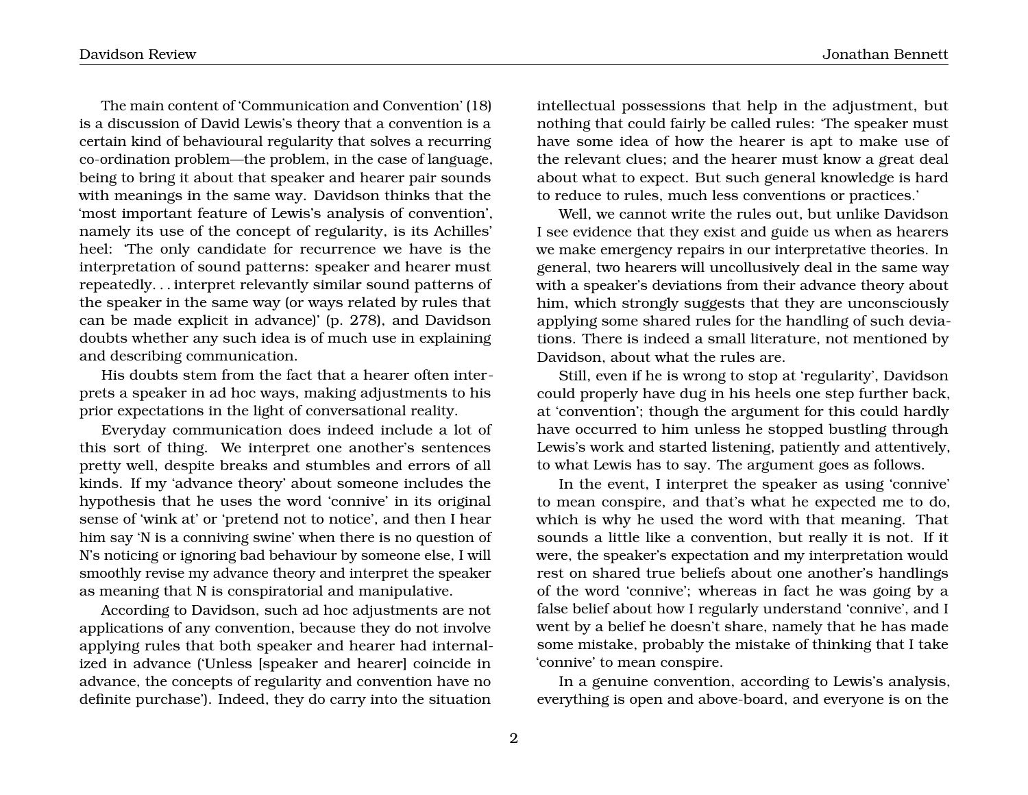The main content of 'Communication and Convention' (18) is a discussion of David Lewis's theory that a convention is a certain kind of behavioural regularity that solves a recurring co-ordination problem—the problem, in the case of language, being to bring it about that speaker and hearer pair sounds with meanings in the same way. Davidson thinks that the 'most important feature of Lewis's analysis of convention', namely its use of the concept of regularity, is its Achilles' heel: 'The only candidate for recurrence we have is the interpretation of sound patterns: speaker and hearer must repeatedly. . . interpret relevantly similar sound patterns of the speaker in the same way (or ways related by rules that can be made explicit in advance)' (p. 278), and Davidson doubts whether any such idea is of much use in explaining and describing communication.

His doubts stem from the fact that a hearer often interprets a speaker in ad hoc ways, making adjustments to his prior expectations in the light of conversational reality.

Everyday communication does indeed include a lot of this sort of thing. We interpret one another's sentences pretty well, despite breaks and stumbles and errors of all kinds. If my 'advance theory' about someone includes the hypothesis that he uses the word 'connive' in its original sense of 'wink at' or 'pretend not to notice', and then I hear him say 'N is a conniving swine' when there is no question of N's noticing or ignoring bad behaviour by someone else, I will smoothly revise my advance theory and interpret the speaker as meaning that N is conspiratorial and manipulative.

According to Davidson, such ad hoc adjustments are not applications of any convention, because they do not involve applying rules that both speaker and hearer had internalized in advance ('Unless [speaker and hearer] coincide in advance, the concepts of regularity and convention have no definite purchase'). Indeed, they do carry into the situation intellectual possessions that help in the adjustment, but nothing that could fairly be called rules: 'The speaker must have some idea of how the hearer is apt to make use of the relevant clues; and the hearer must know a great deal about what to expect. But such general knowledge is hard to reduce to rules, much less conventions or practices.'

Well, we cannot write the rules out, but unlike Davidson I see evidence that they exist and guide us when as hearers we make emergency repairs in our interpretative theories. In general, two hearers will uncollusively deal in the same way with a speaker's deviations from their advance theory about him, which strongly suggests that they are unconsciously applying some shared rules for the handling of such deviations. There is indeed a small literature, not mentioned by Davidson, about what the rules are.

Still, even if he is wrong to stop at 'regularity', Davidson could properly have dug in his heels one step further back, at 'convention'; though the argument for this could hardly have occurred to him unless he stopped bustling through Lewis's work and started listening, patiently and attentively, to what Lewis has to say. The argument goes as follows.

In the event, I interpret the speaker as using 'connive' to mean conspire, and that's what he expected me to do, which is why he used the word with that meaning. That sounds a little like a convention, but really it is not. If it were, the speaker's expectation and my interpretation would rest on shared true beliefs about one another's handlings of the word 'connive'; whereas in fact he was going by a false belief about how I regularly understand 'connive', and I went by a belief he doesn't share, namely that he has made some mistake, probably the mistake of thinking that I take 'connive' to mean conspire.

In a genuine convention, according to Lewis's analysis, everything is open and above-board, and everyone is on the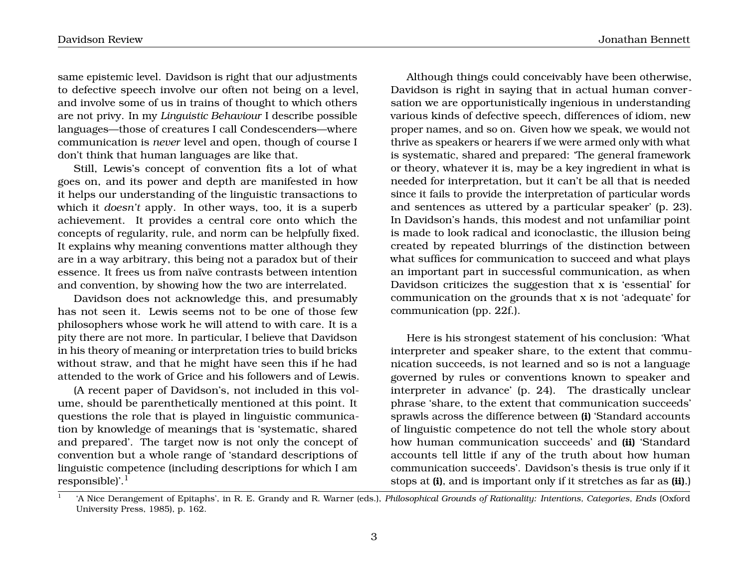same epistemic level. Davidson is right that our adjustments to defective speech involve our often not being on a level, and involve some of us in trains of thought to which others are not privy. In my *Linguistic Behaviour* I describe possible languages—those of creatures I call Condescenders—where communication is *never* level and open, though of course I don't think that human languages are like that.

Still, Lewis's concept of convention fits a lot of what goes on, and its power and depth are manifested in how it helps our understanding of the linguistic transactions to which it *doesn't* apply. In other ways, too, it is a superb achievement. It provides a central core onto which the concepts of regularity, rule, and norm can be helpfully fixed. It explains why meaning conventions matter although they are in a way arbitrary, this being not a paradox but of their essence. It frees us from naïve contrasts between intention and convention, by showing how the two are interrelated.

Davidson does not acknowledge this, and presumably has not seen it. Lewis seems not to be one of those few philosophers whose work he will attend to with care. It is a pity there are not more. In particular, I believe that Davidson in his theory of meaning or interpretation tries to build bricks without straw, and that he might have seen this if he had attended to the work of Grice and his followers and of Lewis.

(A recent paper of Davidson's, not included in this volume, should be parenthetically mentioned at this point. It questions the role that is played in linguistic communication by knowledge of meanings that is 'systematic, shared and prepared'. The target now is not only the concept of convention but a whole range of 'standard descriptions of linguistic competence (including descriptions for which I am responsible)'.[1]

Although things could conceivably have been otherwise, Davidson is right in saying that in actual human conversation we are opportunistically ingenious in understanding various kinds of defective speech, differences of idiom, new proper names, and so on. Given how we speak, we would not thrive as speakers or hearers if we were armed only with what is systematic, shared and prepared: 'The general framework or theory, whatever it is, may be a key ingredient in what is needed for interpretation, but it can't be all that is needed since it fails to provide the interpretation of particular words and sentences as uttered by a particular speaker' (p. 23). In Davidson's hands, this modest and not unfamiliar point is made to look radical and iconoclastic, the illusion being created by repeated blurrings of the distinction between what suffices for communication to succeed and what plays an important part in successful communication, as when Davidson criticizes the suggestion that x is 'essential' for communication on the grounds that x is not 'adequate' for communication (pp. 22f.).

Here is his strongest statement of his conclusion: 'What interpreter and speaker share, to the extent that communication succeeds, is not learned and so is not a language governed by rules or conventions known to speaker and interpreter in advance' (p. 24). The drastically unclear phrase 'share, to the extent that communication succeeds' sprawls across the difference between **(i)** 'Standard accounts of linguistic competence do not tell the whole story about how human communication succeeds' and **(ii)** 'Standard accounts tell little if any of the truth about how human communication succeeds'. Davidson's thesis is true only if it stops at **(i)**, and is important only if it stretches as far as **(ii)**.)

[1] 'A Nice Derangement of Epitaphs', in R. E. Grandy and R. Warner (eds.), *Philosophical Grounds of Rationality: Intentions, Categories, Ends* (Oxford University Press, 1985), p. 162.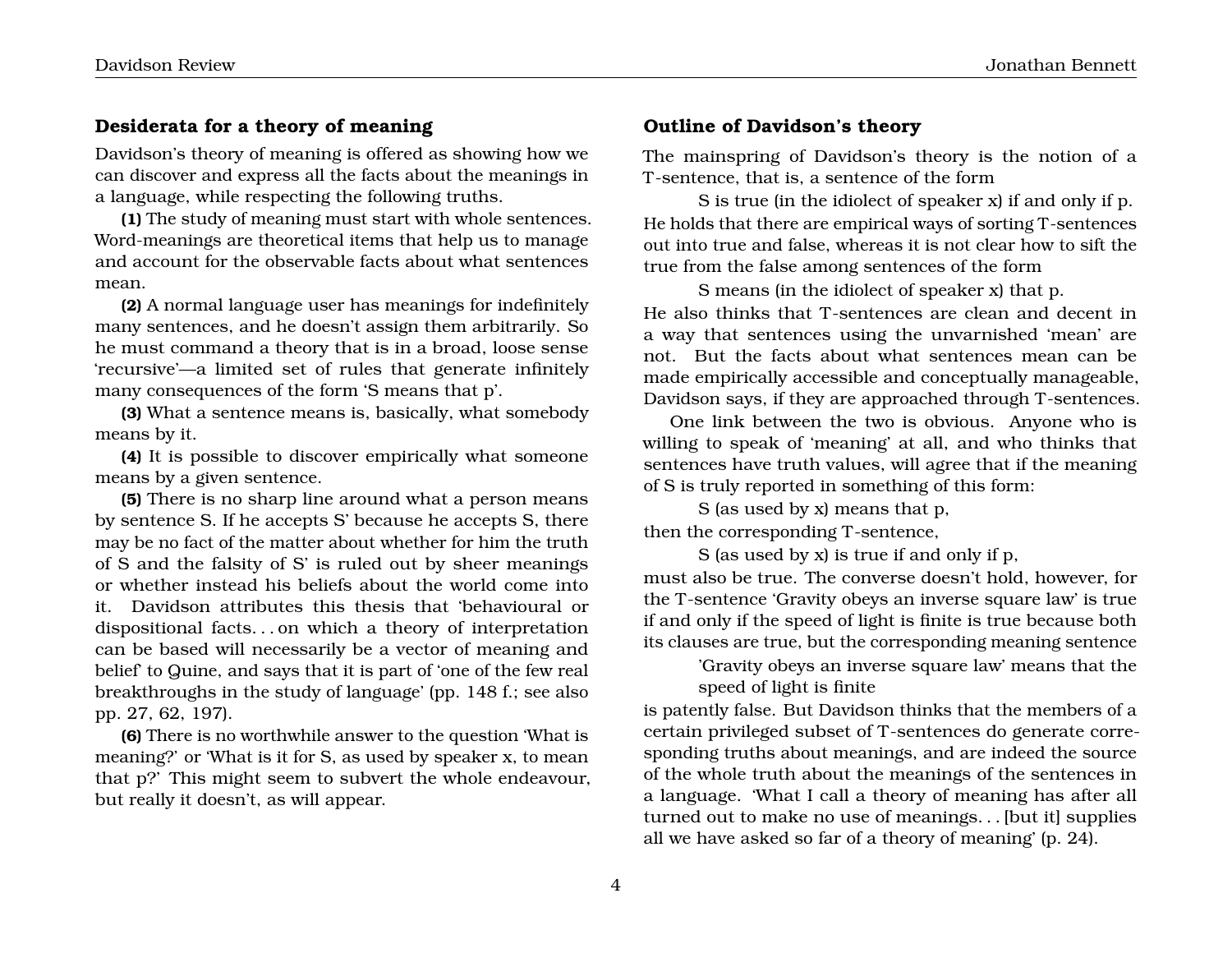### Desiderata for a theory of meaning

Davidson's theory of meaning is offered as showing how we can discover and express all the facts about the meanings in a language, while respecting the following truths.

**(1)** The study of meaning must start with whole sentences. Word-meanings are theoretical items that help us to manage and account for the observable facts about what sentences mean.

**(2)** A normal language user has meanings for indefinitely many sentences, and he doesn't assign them arbitrarily. So he must command a theory that is in a broad, loose sense 'recursive'—a limited set of rules that generate infinitely many consequences of the form 'S means that p'.

**(3)** What a sentence means is, basically, what somebody means by it.

**(4)** It is possible to discover empirically what someone means by a given sentence.

**(5)** There is no sharp line around what a person means by sentence S. If he accepts S' because he accepts S, there may be no fact of the matter about whether for him the truth of S and the falsity of S' is ruled out by sheer meanings or whether instead his beliefs about the world come into it. Davidson attributes this thesis that 'behavioural or dispositional facts. . . on which a theory of interpretation can be based will necessarily be a vector of meaning and belief' to Quine, and says that it is part of 'one of the few real breakthroughs in the study of language' (pp. 148 f.; see also pp. 27, 62, 197).

**(6)** There is no worthwhile answer to the question 'What is meaning?' or 'What is it for S, as used by speaker x, to mean that p?' This might seem to subvert the whole endeavour, but really it doesn't, as will appear.

### Outline of Davidson's theory

The mainspring of Davidson's theory is the notion of a T-sentence, that is, a sentence of the form

> S is true (in the idiolect of speaker x) if and only if p.

He holds that there are empirical ways of sorting T-sentences out into true and false, whereas it is not clear how to sift the true from the false among sentences of the form

> S means (in the idiolect of speaker x) that p.

He also thinks that T-sentences are clean and decent in a way that sentences using the unvarnished 'mean' are not. But the facts about what sentences mean can be made empirically accessible and conceptually manageable, Davidson says, if they are approached through T-sentences.

One link between the two is obvious. Anyone who is willing to speak of 'meaning' at all, and who thinks that sentences have truth values, will agree that if the meaning of S is truly reported in something of this form:

> S (as used by x) means that p,

then the corresponding T-sentence,

> S (as used by x) is true if and only if p,

must also be true. The converse doesn't hold, however, for the T-sentence 'Gravity obeys an inverse square law' is true if and only if the speed of light is finite is true because both its clauses are true, but the corresponding meaning sentence

> 'Gravity obeys an inverse square law' means that the speed of light is finite

is patently false. But Davidson thinks that the members of a certain privileged subset of T-sentences do generate corresponding truths about meanings, and are indeed the source of the whole truth about the meanings of the sentences in a language. 'What I call a theory of meaning has after all turned out to make no use of meanings. . . [but it] supplies all we have asked so far of a theory of meaning' (p. 24).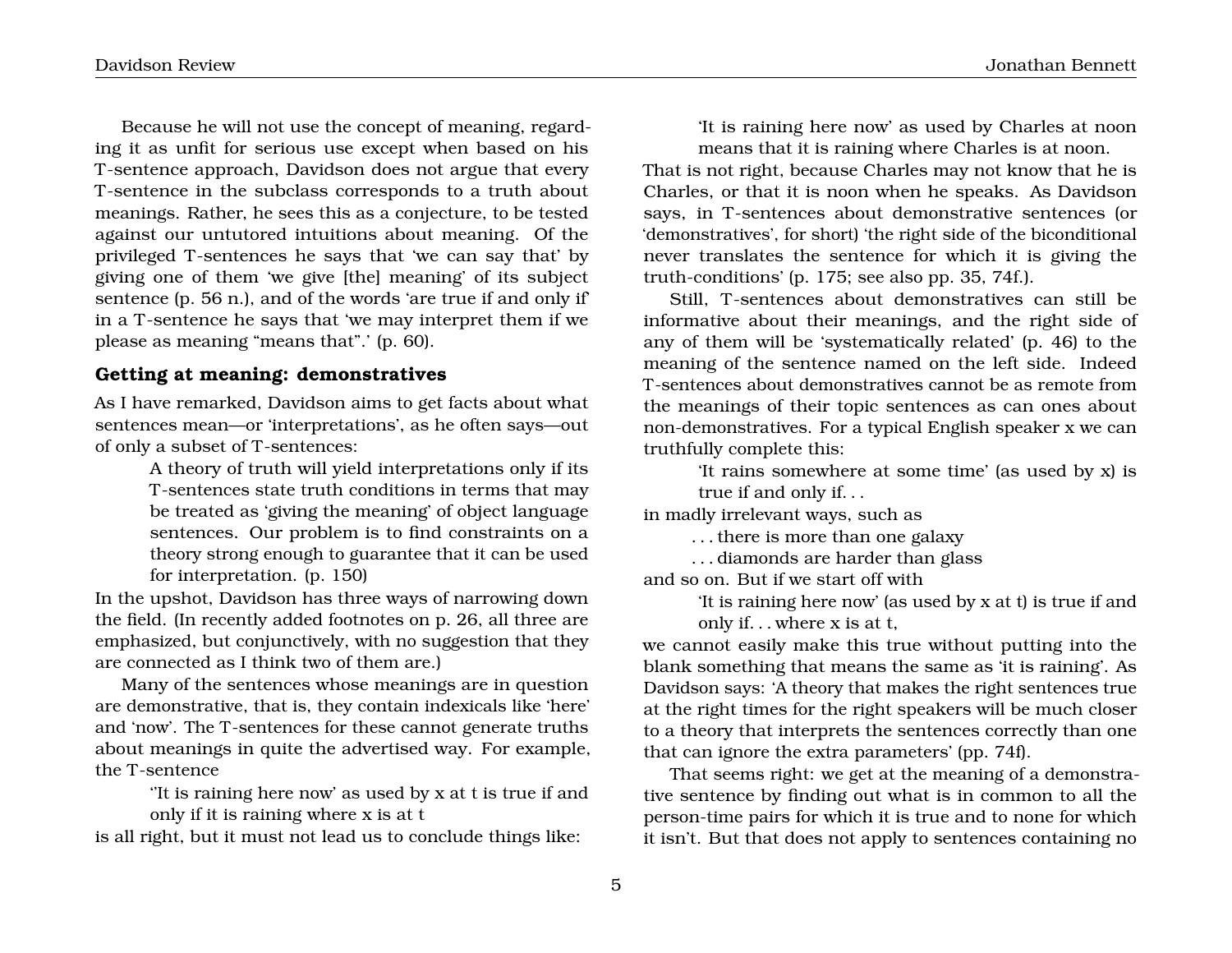Because he will not use the concept of meaning, regarding it as unfit for serious use except when based on his T-sentence approach, Davidson does not argue that every T-sentence in the subclass corresponds to a truth about meanings. Rather, he sees this as a conjecture, to be tested against our untutored intuitions about meaning. Of the privileged T-sentences he says that 'we can say that' by giving one of them 'we give [the] meaning' of its subject sentence (p. 56 n.), and of the words 'are true if and only if' in a T-sentence he says that 'we may interpret them if we please as meaning "means that".' (p. 60).

### Getting at meaning: demonstratives

As I have remarked, Davidson aims to get facts about what sentences mean—or 'interpretations', as he often says—out of only a subset of T-sentences:

> A theory of truth will yield interpretations only if its T-sentences state truth conditions in terms that may be treated as 'giving the meaning' of object language sentences. Our problem is to find constraints on a theory strong enough to guarantee that it can be used for interpretation. (p. 150)

In the upshot, Davidson has three ways of narrowing down the field. (In recently added footnotes on p. 26, all three are emphasized, but conjunctively, with no suggestion that they are connected as I think two of them are.)

Many of the sentences whose meanings are in question are demonstrative, that is, they contain indexicals like 'here' and 'now'. The T-sentences for these cannot generate truths about meanings in quite the advertised way. For example, the T-sentence

> ''It is raining here now' as used by x at t is true if and only if it is raining where x is at t

is all right, but it must not lead us to conclude things like:

> 'It is raining here now' as used by Charles at noon means that it is raining where Charles is at noon.

That is not right, because Charles may not know that he is Charles, or that it is noon when he speaks. As Davidson says, in T-sentences about demonstrative sentences (or 'demonstratives', for short) 'the right side of the biconditional never translates the sentence for which it is giving the truth-conditions' (p. 175; see also pp. 35, 74f.).

Still, T-sentences about demonstratives can still be informative about their meanings, and the right side of any of them will be 'systematically related' (p. 46) to the meaning of the sentence named on the left side. Indeed T-sentences about demonstratives cannot be as remote from the meanings of their topic sentences as can ones about non-demonstratives. For a typical English speaker x we can truthfully complete this:

> 'It rains somewhere at some time' (as used by x) is true if and only if. . .

in madly irrelevant ways, such as

> . . . there is more than one galaxy
>
> . . . diamonds are harder than glass

and so on. But if we start off with

> 'It is raining here now' (as used by x at t) is true if and only if. . . where x is at t,

we cannot easily make this true without putting into the blank something that means the same as 'it is raining'. As Davidson says: 'A theory that makes the right sentences true at the right times for the right speakers will be much closer to a theory that interprets the sentences correctly than one that can ignore the extra parameters' (pp. 74f).

That seems right: we get at the meaning of a demonstrative sentence by finding out what is in common to all the person-time pairs for which it is true and to none for which it isn't. But that does not apply to sentences containing no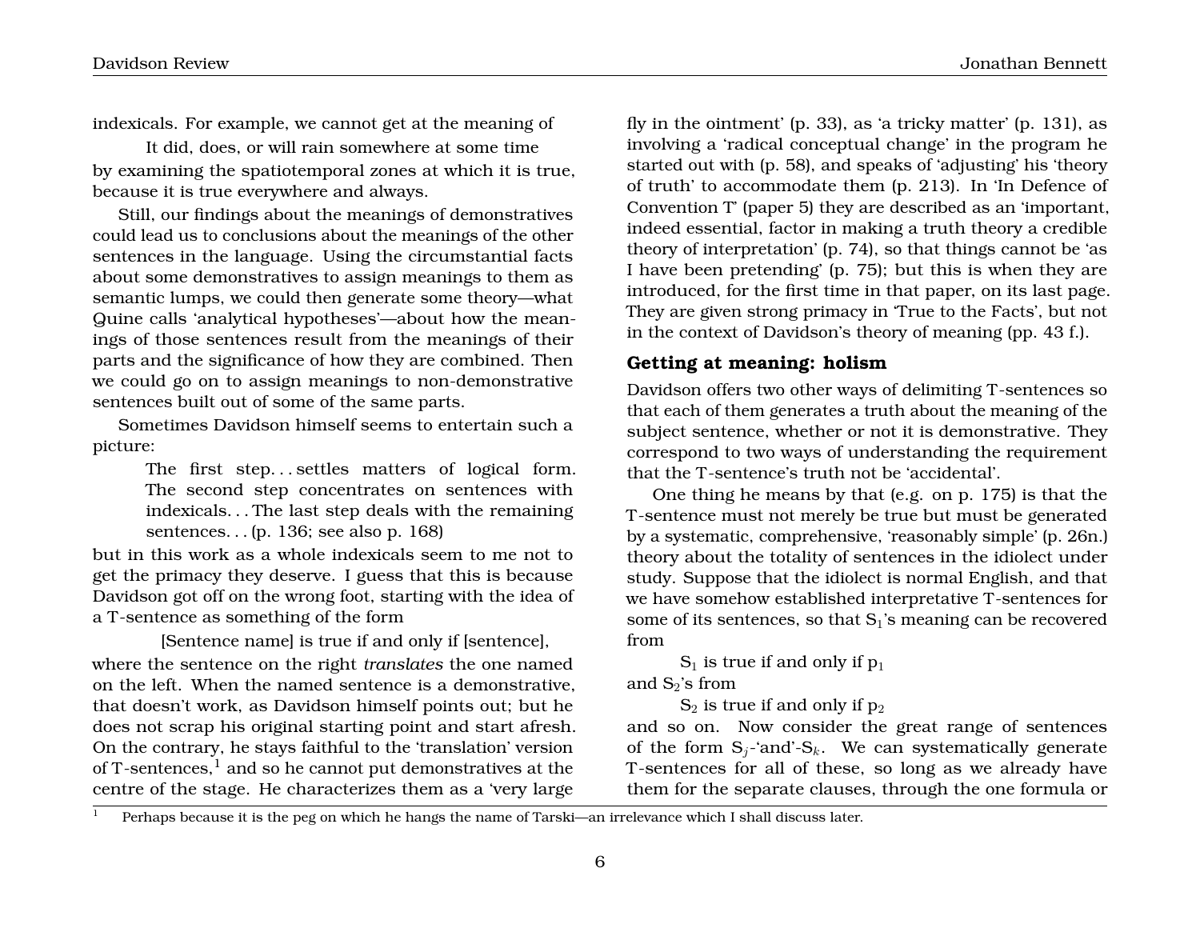indexicals. For example, we cannot get at the meaning of

> It did, does, or will rain somewhere at some time

by examining the spatiotemporal zones at which it is true, because it is true everywhere and always.

Still, our findings about the meanings of demonstratives could lead us to conclusions about the meanings of the other sentences in the language. Using the circumstantial facts about some demonstratives to assign meanings to them as semantic lumps, we could then generate some theory—what Quine calls 'analytical hypotheses'—about how the meanings of those sentences result from the meanings of their parts and the significance of how they are combined. Then we could go on to assign meanings to non-demonstrative sentences built out of some of the same parts.

Sometimes Davidson himself seems to entertain such a picture:

> The first step. . . settles matters of logical form. The second step concentrates on sentences with indexicals. . . The last step deals with the remaining sentences. . . (p. 136; see also p. 168)

but in this work as a whole indexicals seem to me not to get the primacy they deserve. I guess that this is because Davidson got off on the wrong foot, starting with the idea of a T-sentence as something of the form

> [Sentence name] is true if and only if [sentence],

where the sentence on the right *translates* the one named on the left. When the named sentence is a demonstrative, that doesn't work, as Davidson himself points out; but he does not scrap his original starting point and start afresh. On the contrary, he stays faithful to the 'translation' version of T-sentences,[1] and so he cannot put demonstratives at the centre of the stage. He characterizes them as a 'very large fly in the ointment' (p. 33), as 'a tricky matter' (p. 131), as involving a 'radical conceptual change' in the program he started out with (p. 58), and speaks of 'adjusting' his 'theory of truth' to accommodate them (p. 213). In 'In Defence of Convention T' (paper 5) they are described as an 'important, indeed essential, factor in making a truth theory a credible theory of interpretation' (p. 74), so that things cannot be 'as I have been pretending' (p. 75); but this is when they are introduced, for the first time in that paper, on its last page. They are given strong primacy in 'True to the Facts', but not in the context of Davidson's theory of meaning (pp. 43 f.).

## Getting at meaning: holism

Davidson offers two other ways of delimiting T-sentences so that each of them generates a truth about the meaning of the subject sentence, whether or not it is demonstrative. They correspond to two ways of understanding the requirement that the T-sentence's truth not be 'accidental'.

One thing he means by that (e.g. on p. 175) is that the T-sentence must not merely be true but must be generated by a systematic, comprehensive, 'reasonably simple' (p. 26n.) theory about the totality of sentences in the idiolect under study. Suppose that the idiolect is normal English, and that we have somehow established interpretative T-sentences for some of its sentences, so that $S_1$'s meaning can be recovered from

> $S_1$ is true if and only if $p_1$

and $S_2$'s from

> $S_2$ is true if and only if $p_2$

and so on. Now consider the great range of sentences of the form $S_j$-'and'-$S_k$. We can systematically generate T-sentences for all of these, so long as we already have them for the separate clauses, through the one formula or

[1] Perhaps because it is the peg on which he hangs the name of Tarski—an irrelevance which I shall discuss later.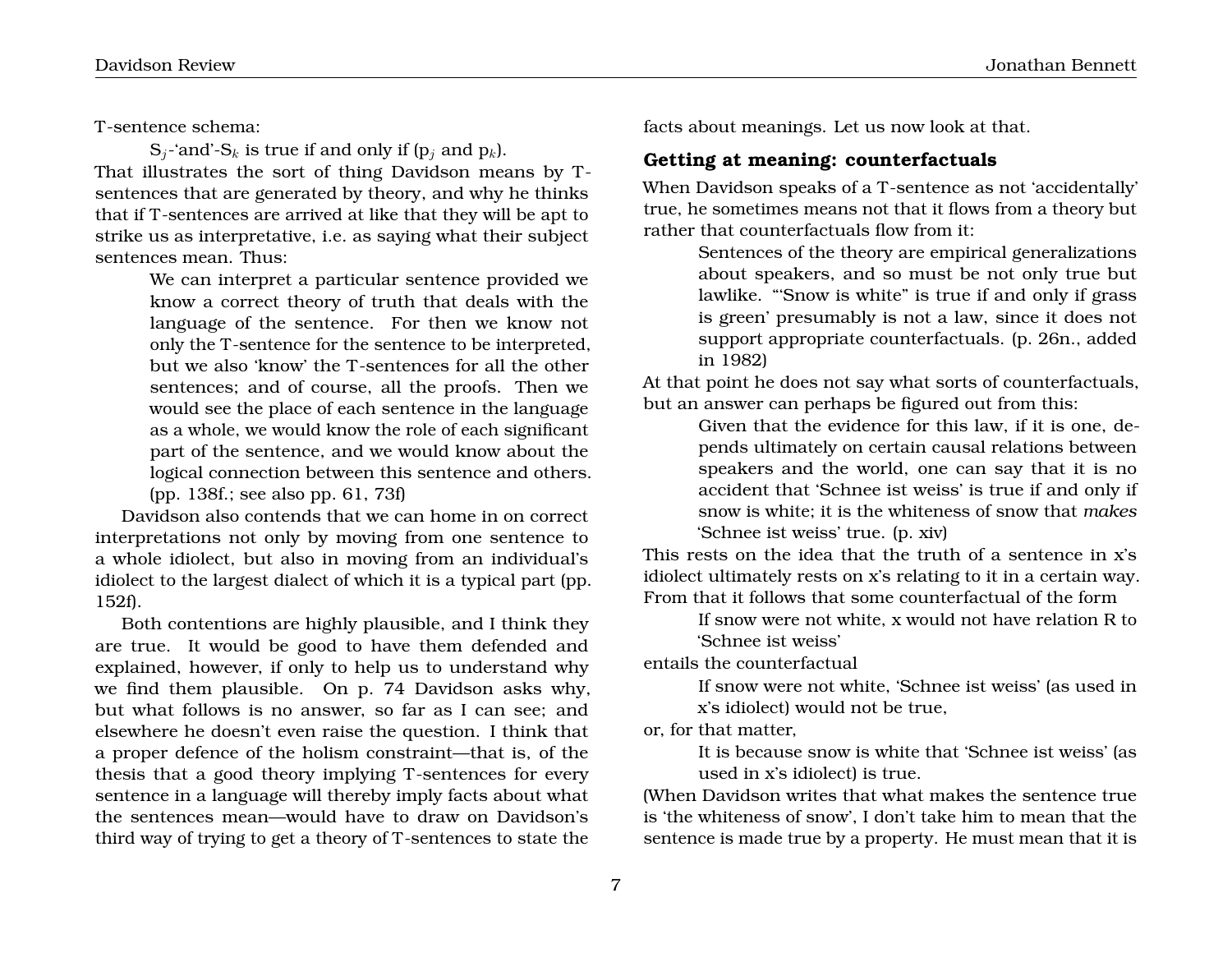T-sentence schema:

> $S_j$-'and'-$S_k$ is true if and only if ($p_j$ and $p_k$).

That illustrates the sort of thing Davidson means by T-sentences that are generated by theory, and why he thinks that if T-sentences are arrived at like that they will be apt to strike us as interpretative, i.e. as saying what their subject sentences mean. Thus:

> We can interpret a particular sentence provided we know a correct theory of truth that deals with the language of the sentence. For then we know not only the T-sentence for the sentence to be interpreted, but we also 'know' the T-sentences for all the other sentences; and of course, all the proofs. Then we would see the place of each sentence in the language as a whole, we would know the role of each significant part of the sentence, and we would know about the logical connection between this sentence and others. (pp. 138f.; see also pp. 61, 73f)

Davidson also contends that we can home in on correct interpretations not only by moving from one sentence to a whole idiolect, but also in moving from an individual's idiolect to the largest dialect of which it is a typical part (pp. 152f).

Both contentions are highly plausible, and I think they are true. It would be good to have them defended and explained, however, if only to help us to understand why we find them plausible. On p. 74 Davidson asks why, but what follows is no answer, so far as I can see; and elsewhere he doesn't even raise the question. I think that a proper defence of the holism constraint—that is, of the thesis that a good theory implying T-sentences for every sentence in a language will thereby imply facts about what the sentences mean—would have to draw on Davidson's third way of trying to get a theory of T-sentences to state the facts about meanings. Let us now look at that.

## Getting at meaning: counterfactuals

When Davidson speaks of a T-sentence as not 'accidentally' true, he sometimes means not that it flows from a theory but rather that counterfactuals flow from it:

> Sentences of the theory are empirical generalizations about speakers, and so must be not only true but lawlike. "'Snow is white" is true if and only if grass is green' presumably is not a law, since it does not support appropriate counterfactuals. (p. 26n., added in 1982)

At that point he does not say what sorts of counterfactuals, but an answer can perhaps be figured out from this:

> Given that the evidence for this law, if it is one, depends ultimately on certain causal relations between speakers and the world, one can say that it is no accident that 'Schnee ist weiss' is true if and only if snow is white; it is the whiteness of snow that *makes* 'Schnee ist weiss' true. (p. xiv)

This rests on the idea that the truth of a sentence in x's idiolect ultimately rests on x's relating to it in a certain way. From that it follows that some counterfactual of the form

> If snow were not white, x would not have relation R to 'Schnee ist weiss'

entails the counterfactual

> If snow were not white, 'Schnee ist weiss' (as used in x's idiolect) would not be true,

or, for that matter,

> It is because snow is white that 'Schnee ist weiss' (as used in x's idiolect) is true.

(When Davidson writes that what makes the sentence true is 'the whiteness of snow', I don't take him to mean that the sentence is made true by a property. He must mean that it is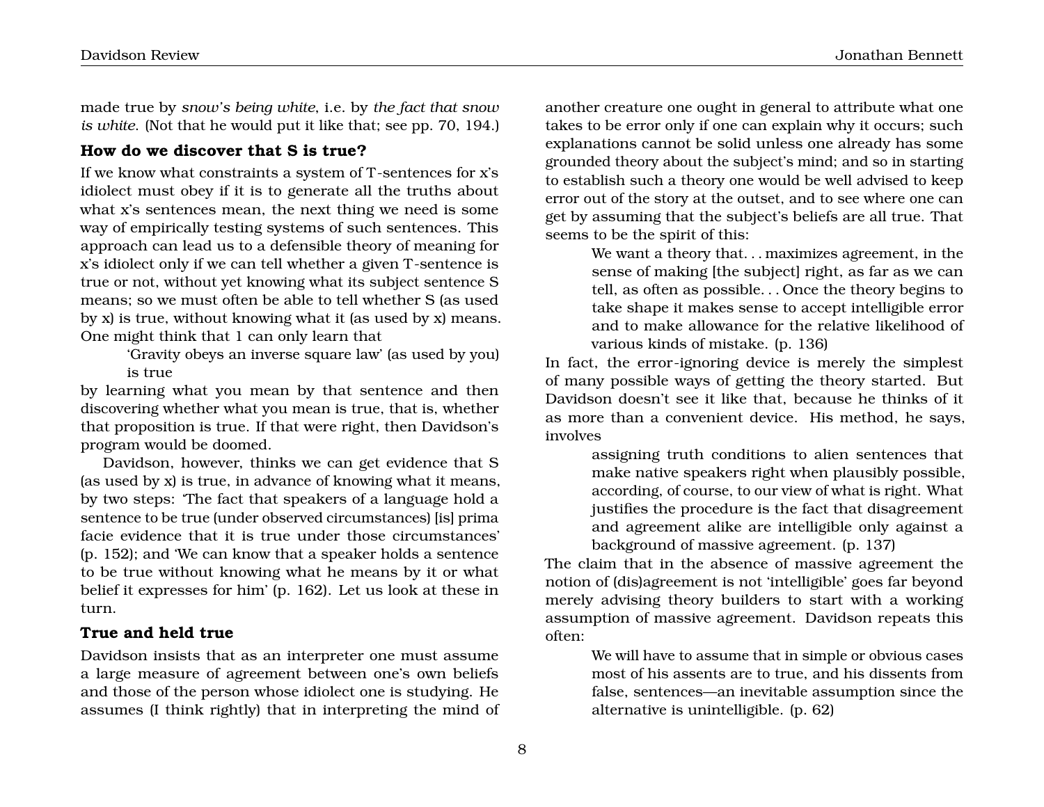made true by *snow's being white*, i.e. by *the fact that snow is white*. (Not that he would put it like that; see pp. 70, 194.)

### How do we discover that S is true?

If we know what constraints a system of T-sentences for x's idiolect must obey if it is to generate all the truths about what x's sentences mean, the next thing we need is some way of empirically testing systems of such sentences. This approach can lead us to a defensible theory of meaning for x's idiolect only if we can tell whether a given T-sentence is true or not, without yet knowing what its subject sentence S means; so we must often be able to tell whether S (as used by x) is true, without knowing what it (as used by x) means. One might think that 1 can only learn that

> 'Gravity obeys an inverse square law' (as used by you) is true

by learning what you mean by that sentence and then discovering whether what you mean is true, that is, whether that proposition is true. If that were right, then Davidson's program would be doomed.

Davidson, however, thinks we can get evidence that S (as used by x) is true, in advance of knowing what it means, by two steps: 'The fact that speakers of a language hold a sentence to be true (under observed circumstances) [is] prima facie evidence that it is true under those circumstances' (p. 152); and 'We can know that a speaker holds a sentence to be true without knowing what he means by it or what belief it expresses for him' (p. 162). Let us look at these in turn.

### True and held true

Davidson insists that as an interpreter one must assume a large measure of agreement between one's own beliefs and those of the person whose idiolect one is studying. He assumes (I think rightly) that in interpreting the mind of another creature one ought in general to attribute what one takes to be error only if one can explain why it occurs; such explanations cannot be solid unless one already has some grounded theory about the subject's mind; and so in starting to establish such a theory one would be well advised to keep error out of the story at the outset, and to see where one can get by assuming that the subject's beliefs are all true. That seems to be the spirit of this:

> We want a theory that. . . maximizes agreement, in the sense of making [the subject] right, as far as we can tell, as often as possible. . . Once the theory begins to take shape it makes sense to accept intelligible error and to make allowance for the relative likelihood of various kinds of mistake. (p. 136)

In fact, the error-ignoring device is merely the simplest of many possible ways of getting the theory started. But Davidson doesn't see it like that, because he thinks of it as more than a convenient device. His method, he says, involves

> assigning truth conditions to alien sentences that make native speakers right when plausibly possible, according, of course, to our view of what is right. What justifies the procedure is the fact that disagreement and agreement alike are intelligible only against a background of massive agreement. (p. 137)

The claim that in the absence of massive agreement the notion of (dis)agreement is not 'intelligible' goes far beyond merely advising theory builders to start with a working assumption of massive agreement. Davidson repeats this often:

> We will have to assume that in simple or obvious cases most of his assents are to true, and his dissents from false, sentences—an inevitable assumption since the alternative is unintelligible. (p. 62)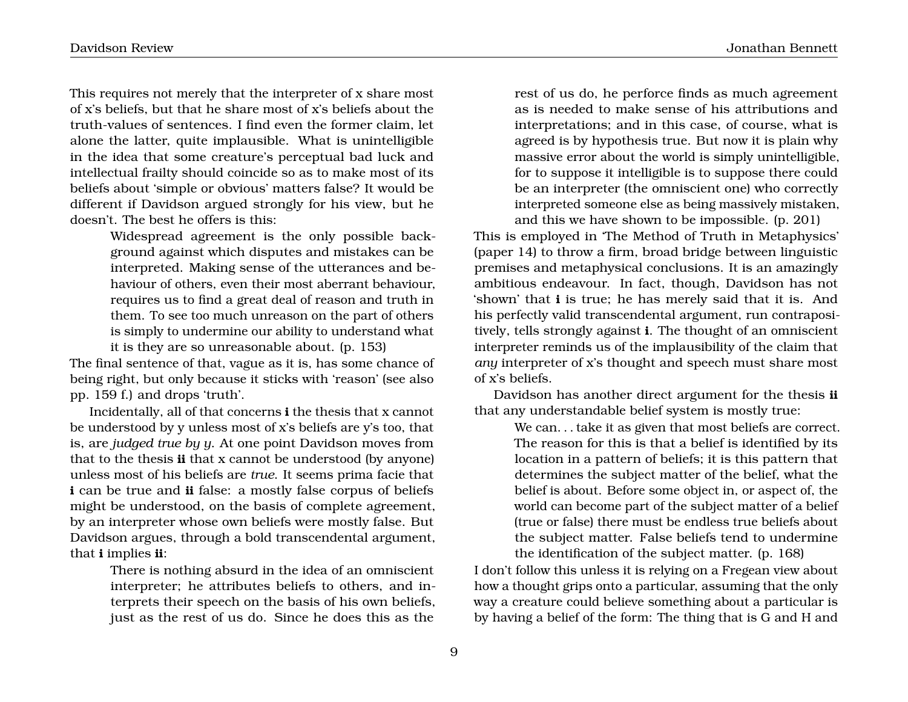This requires not merely that the interpreter of x share most of x's beliefs, but that he share most of x's beliefs about the truth-values of sentences. I find even the former claim, let alone the latter, quite implausible. What is unintelligible in the idea that some creature's perceptual bad luck and intellectual frailty should coincide so as to make most of its beliefs about 'simple or obvious' matters false? It would be different if Davidson argued strongly for his view, but he doesn't. The best he offers is this:

> Widespread agreement is the only possible background against which disputes and mistakes can be interpreted. Making sense of the utterances and behaviour of others, even their most aberrant behaviour, requires us to find a great deal of reason and truth in them. To see too much unreason on the part of others is simply to undermine our ability to understand what it is they are so unreasonable about. (p. 153)

The final sentence of that, vague as it is, has some chance of being right, but only because it sticks with 'reason' (see also pp. 159 f.) and drops 'truth'.

Incidentally, all of that concerns **i** the thesis that x cannot be understood by y unless most of x's beliefs are y's too, that is, are *judged true by y*. At one point Davidson moves from that to the thesis **ii** that x cannot be understood (by anyone) unless most of his beliefs are *true*. It seems prima facie that **i** can be true and **ii** false: a mostly false corpus of beliefs might be understood, on the basis of complete agreement, by an interpreter whose own beliefs were mostly false. But Davidson argues, through a bold transcendental argument, that **i** implies **ii**:

> There is nothing absurd in the idea of an omniscient interpreter; he attributes beliefs to others, and interprets their speech on the basis of his own beliefs, just as the rest of us do. Since he does this as the rest of us do, he perforce finds as much agreement as is needed to make sense of his attributions and interpretations; and in this case, of course, what is agreed is by hypothesis true. But now it is plain why massive error about the world is simply unintelligible, for to suppose it intelligible is to suppose there could be an interpreter (the omniscient one) who correctly interpreted someone else as being massively mistaken, and this we have shown to be impossible. (p. 201)

This is employed in 'The Method of Truth in Metaphysics' (paper 14) to throw a firm, broad bridge between linguistic premises and metaphysical conclusions. It is an amazingly ambitious endeavour. In fact, though, Davidson has not 'shown' that **i** is true; he has merely said that it is. And his perfectly valid transcendental argument, run contrapositively, tells strongly against **i**. The thought of an omniscient interpreter reminds us of the implausibility of the claim that *any* interpreter of x's thought and speech must share most of x's beliefs.

Davidson has another direct argument for the thesis **ii** that any understandable belief system is mostly true:

> We can. . . take it as given that most beliefs are correct. The reason for this is that a belief is identified by its location in a pattern of beliefs; it is this pattern that determines the subject matter of the belief, what the belief is about. Before some object in, or aspect of, the world can become part of the subject matter of a belief (true or false) there must be endless true beliefs about the subject matter. False beliefs tend to undermine the identification of the subject matter. (p. 168)

I don't follow this unless it is relying on a Fregean view about how a thought grips onto a particular, assuming that the only way a creature could believe something about a particular is by having a belief of the form: The thing that is G and H and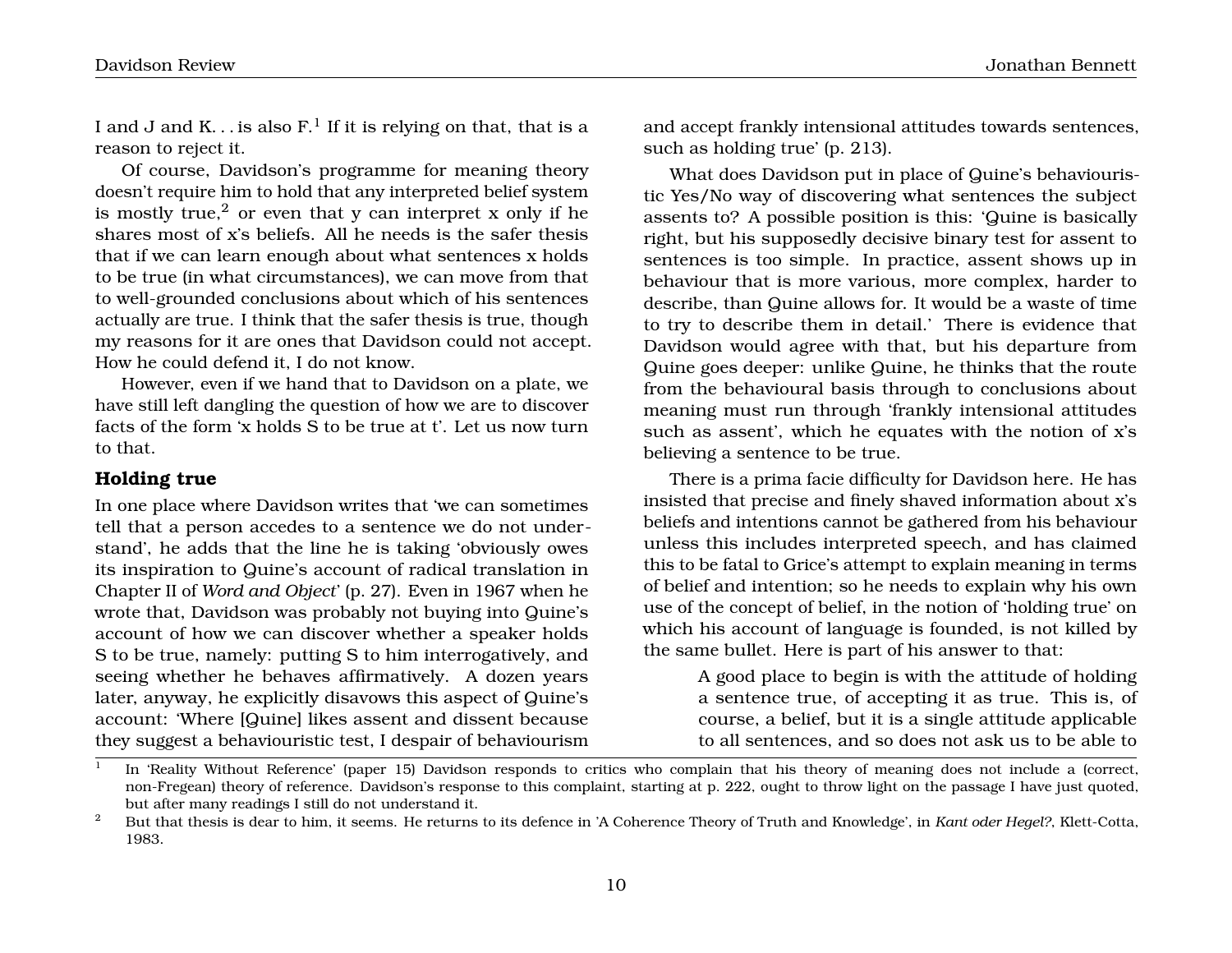I and J and K. . . is also F.[1] If it is relying on that, that is a reason to reject it.

Of course, Davidson's programme for meaning theory doesn't require him to hold that any interpreted belief system is mostly true,[2] or even that y can interpret x only if he shares most of x's beliefs. All he needs is the safer thesis that if we can learn enough about what sentences x holds to be true (in what circumstances), we can move from that to well-grounded conclusions about which of his sentences actually are true. I think that the safer thesis is true, though my reasons for it are ones that Davidson could not accept. How he could defend it, I do not know.

However, even if we hand that to Davidson on a plate, we have still left dangling the question of how we are to discover facts of the form 'x holds S to be true at t'. Let us now turn to that.

### Holding true

In one place where Davidson writes that 'we can sometimes tell that a person accedes to a sentence we do not understand', he adds that the line he is taking 'obviously owes its inspiration to Quine's account of radical translation in Chapter II of *Word and Object*' (p. 27). Even in 1967 when he wrote that, Davidson was probably not buying into Quine's account of how we can discover whether a speaker holds S to be true, namely: putting S to him interrogatively, and seeing whether he behaves affirmatively. A dozen years later, anyway, he explicitly disavows this aspect of Quine's account: 'Where [Quine] likes assent and dissent because they suggest a behaviouristic test, I despair of behaviourism and accept frankly intensional attitudes towards sentences, such as holding true' (p. 213).

What does Davidson put in place of Quine's behaviouristic Yes/No way of discovering what sentences the subject assents to? A possible position is this: 'Quine is basically right, but his supposedly decisive binary test for assent to sentences is too simple. In practice, assent shows up in behaviour that is more various, more complex, harder to describe, than Quine allows for. It would be a waste of time to try to describe them in detail.' There is evidence that Davidson would agree with that, but his departure from Quine goes deeper: unlike Quine, he thinks that the route from the behavioural basis through to conclusions about meaning must run through 'frankly intensional attitudes such as assent', which he equates with the notion of x's believing a sentence to be true.

There is a prima facie difficulty for Davidson here. He has insisted that precise and finely shaved information about x's beliefs and intentions cannot be gathered from his behaviour unless this includes interpreted speech, and has claimed this to be fatal to Grice's attempt to explain meaning in terms of belief and intention; so he needs to explain why his own use of the concept of belief, in the notion of 'holding true' on which his account of language is founded, is not killed by the same bullet. Here is part of his answer to that:

> A good place to begin is with the attitude of holding a sentence true, of accepting it as true. This is, of course, a belief, but it is a single attitude applicable to all sentences, and so does not ask us to be able to

---

[1] In 'Reality Without Reference' (paper 15) Davidson responds to critics who complain that his theory of meaning does not include a (correct, non-Fregean) theory of reference. Davidson's response to this complaint, starting at p. 222, ought to throw light on the passage I have just quoted, but after many readings I still do not understand it.

[2] But that thesis is dear to him, it seems. He returns to its defence in 'A Coherence Theory of Truth and Knowledge', in *Kant oder Hegel?*, Klett-Cotta, 1983.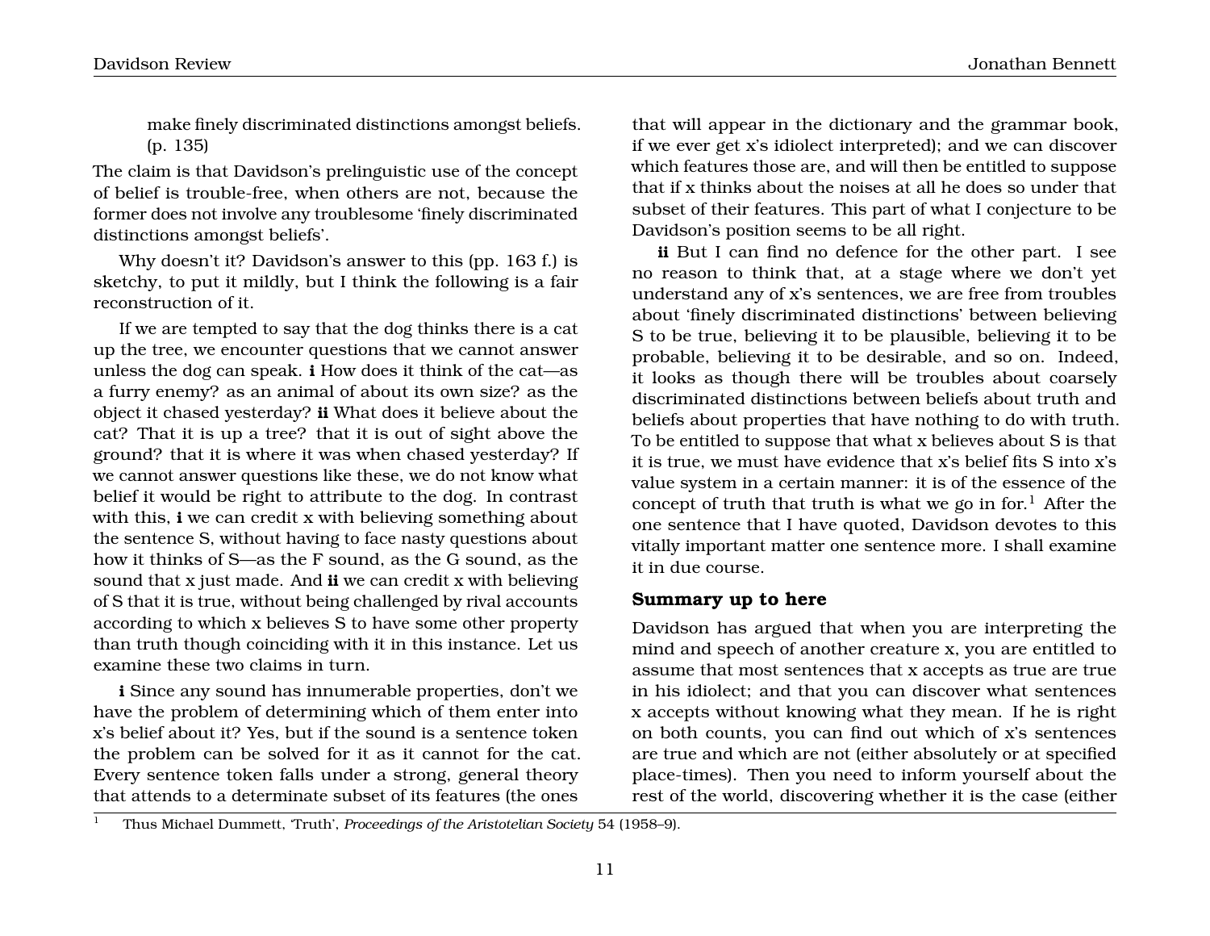> make finely discriminated distinctions amongst beliefs. (p. 135)

The claim is that Davidson's prelinguistic use of the concept of belief is trouble-free, when others are not, because the former does not involve any troublesome 'finely discriminated distinctions amongst beliefs'.

Why doesn't it? Davidson's answer to this (pp. 163 f.) is sketchy, to put it mildly, but I think the following is a fair reconstruction of it.

If we are tempted to say that the dog thinks there is a cat up the tree, we encounter questions that we cannot answer unless the dog can speak. **i** How does it think of the cat—as a furry enemy? as an animal of about its own size? as the object it chased yesterday? **ii** What does it believe about the cat? That it is up a tree? that it is out of sight above the ground? that it is where it was when chased yesterday? If we cannot answer questions like these, we do not know what belief it would be right to attribute to the dog. In contrast with this, **i** we can credit x with believing something about the sentence S, without having to face nasty questions about how it thinks of S—as the F sound, as the G sound, as the sound that x just made. And **ii** we can credit x with believing of S that it is true, without being challenged by rival accounts according to which x believes S to have some other property than truth though coinciding with it in this instance. Let us examine these two claims in turn.

**i** Since any sound has innumerable properties, don't we have the problem of determining which of them enter into x's belief about it? Yes, but if the sound is a sentence token the problem can be solved for it as it cannot for the cat. Every sentence token falls under a strong, general theory that attends to a determinate subset of its features (the ones that will appear in the dictionary and the grammar book, if we ever get x's idiolect interpreted); and we can discover which features those are, and will then be entitled to suppose that if x thinks about the noises at all he does so under that subset of their features. This part of what I conjecture to be Davidson's position seems to be all right.

**ii** But I can find no defence for the other part. I see no reason to think that, at a stage where we don't yet understand any of x's sentences, we are free from troubles about 'finely discriminated distinctions' between believing S to be true, believing it to be plausible, believing it to be probable, believing it to be desirable, and so on. Indeed, it looks as though there will be troubles about coarsely discriminated distinctions between beliefs about truth and beliefs about properties that have nothing to do with truth. To be entitled to suppose that what x believes about S is that it is true, we must have evidence that x's belief fits S into x's value system in a certain manner: it is of the essence of the concept of truth that truth is what we go in for.[1] After the one sentence that I have quoted, Davidson devotes to this vitally important matter one sentence more. I shall examine it in due course.

### Summary up to here

Davidson has argued that when you are interpreting the mind and speech of another creature x, you are entitled to assume that most sentences that x accepts as true are true in his idiolect; and that you can discover what sentences x accepts without knowing what they mean. If he is right on both counts, you can find out which of x's sentences are true and which are not (either absolutely or at specified place-times). Then you need to inform yourself about the rest of the world, discovering whether it is the case (either

[1] Thus Michael Dummett, 'Truth', *Proceedings of the Aristotelian Society* 54 (1958–9).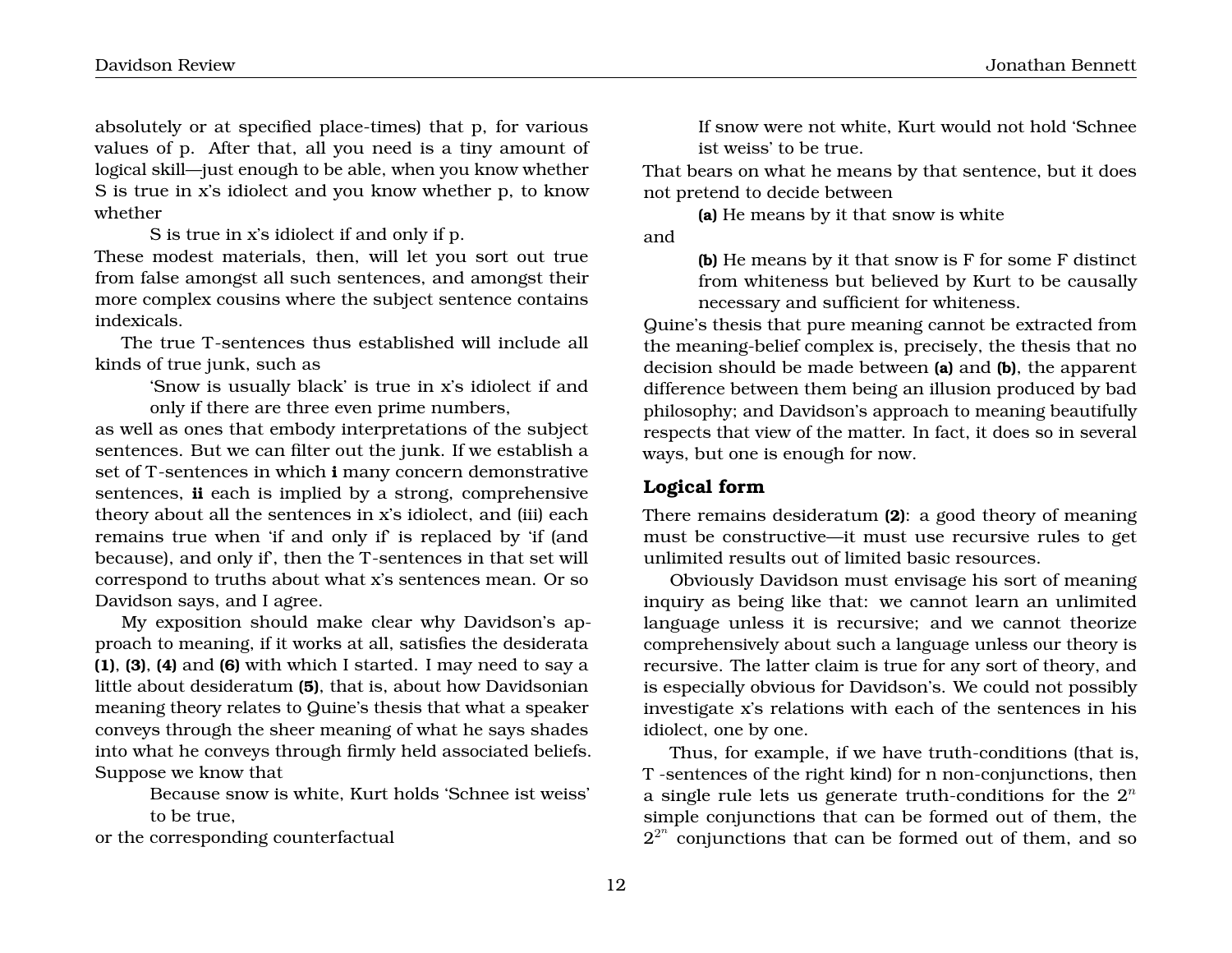absolutely or at specified place-times) that p, for various values of p. After that, all you need is a tiny amount of logical skill—just enough to be able, when you know whether S is true in x's idiolect and you know whether p, to know whether

> S is true in x's idiolect if and only if p.

These modest materials, then, will let you sort out true from false amongst all such sentences, and amongst their more complex cousins where the subject sentence contains indexicals.

The true T-sentences thus established will include all kinds of true junk, such as

> 'Snow is usually black' is true in x's idiolect if and only if there are three even prime numbers,

as well as ones that embody interpretations of the subject sentences. But we can filter out the junk. If we establish a set of T-sentences in which **i** many concern demonstrative sentences, **ii** each is implied by a strong, comprehensive theory about all the sentences in x's idiolect, and (iii) each remains true when 'if and only if' is replaced by 'if (and because), and only if', then the T-sentences in that set will correspond to truths about what x's sentences mean. Or so Davidson says, and I agree.

My exposition should make clear why Davidson's approach to meaning, if it works at all, satisfies the desiderata **(1)**, **(3)**, **(4)** and **(6)** with which I started. I may need to say a little about desideratum **(5)**, that is, about how Davidsonian meaning theory relates to Quine's thesis that what a speaker conveys through the sheer meaning of what he says shades into what he conveys through firmly held associated beliefs. Suppose we know that

> Because snow is white, Kurt holds 'Schnee ist weiss' to be true,

or the corresponding counterfactual

> If snow were not white, Kurt would not hold 'Schnee ist weiss' to be true.

That bears on what he means by that sentence, but it does not pretend to decide between

> **(a)** He means by it that snow is white

and

> **(b)** He means by it that snow is F for some F distinct from whiteness but believed by Kurt to be causally necessary and sufficient for whiteness.

Quine's thesis that pure meaning cannot be extracted from the meaning-belief complex is, precisely, the thesis that no decision should be made between **(a)** and **(b)**, the apparent difference between them being an illusion produced by bad philosophy; and Davidson's approach to meaning beautifully respects that view of the matter. In fact, it does so in several ways, but one is enough for now.

## Logical form

There remains desideratum **(2)**: a good theory of meaning must be constructive—it must use recursive rules to get unlimited results out of limited basic resources.

Obviously Davidson must envisage his sort of meaning inquiry as being like that: we cannot learn an unlimited language unless it is recursive; and we cannot theorize comprehensively about such a language unless our theory is recursive. The latter claim is true for any sort of theory, and is especially obvious for Davidson's. We could not possibly investigate x's relations with each of the sentences in his idiolect, one by one.

Thus, for example, if we have truth-conditions (that is, T -sentences of the right kind) for n non-conjunctions, then a single rule lets us generate truth-conditions for the $2^n$ simple conjunctions that can be formed out of them, the $2^{2^n}$ conjunctions that can be formed out of them, and so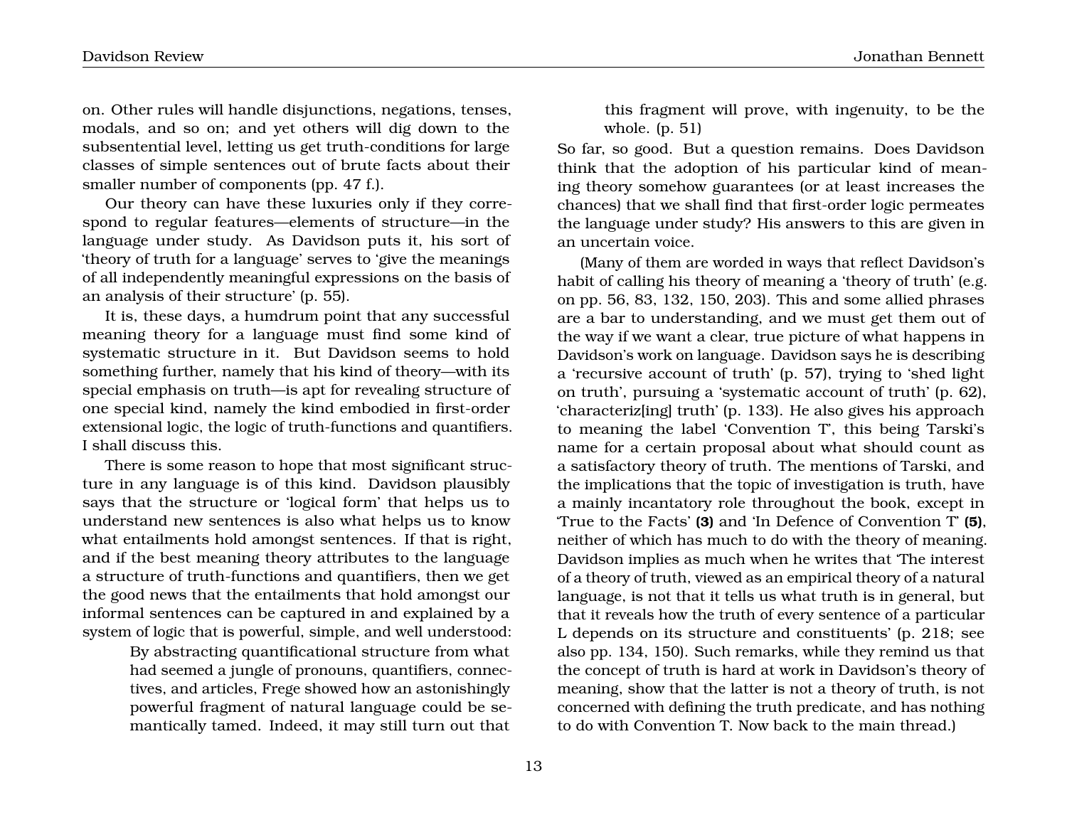on. Other rules will handle disjunctions, negations, tenses, modals, and so on; and yet others will dig down to the subsentential level, letting us get truth-conditions for large classes of simple sentences out of brute facts about their smaller number of components (pp. 47 f.).

Our theory can have these luxuries only if they correspond to regular features—elements of structure—in the language under study. As Davidson puts it, his sort of 'theory of truth for a language' serves to 'give the meanings of all independently meaningful expressions on the basis of an analysis of their structure' (p. 55).

It is, these days, a humdrum point that any successful meaning theory for a language must find some kind of systematic structure in it. But Davidson seems to hold something further, namely that his kind of theory—with its special emphasis on truth—is apt for revealing structure of one special kind, namely the kind embodied in first-order extensional logic, the logic of truth-functions and quantifiers. I shall discuss this.

There is some reason to hope that most significant structure in any language is of this kind. Davidson plausibly says that the structure or 'logical form' that helps us to understand new sentences is also what helps us to know what entailments hold amongst sentences. If that is right, and if the best meaning theory attributes to the language a structure of truth-functions and quantifiers, then we get the good news that the entailments that hold amongst our informal sentences can be captured in and explained by a system of logic that is powerful, simple, and well understood:

> By abstracting quantificational structure from what had seemed a jungle of pronouns, quantifiers, connectives, and articles, Frege showed how an astonishingly powerful fragment of natural language could be semantically tamed. Indeed, it may still turn out that this fragment will prove, with ingenuity, to be the whole. (p. 51)

So far, so good. But a question remains. Does Davidson think that the adoption of his particular kind of meaning theory somehow guarantees (or at least increases the chances) that we shall find that first-order logic permeates the language under study? His answers to this are given in an uncertain voice.

(Many of them are worded in ways that reflect Davidson's habit of calling his theory of meaning a 'theory of truth' (e.g. on pp. 56, 83, 132, 150, 203). This and some allied phrases are a bar to understanding, and we must get them out of the way if we want a clear, true picture of what happens in Davidson's work on language. Davidson says he is describing a 'recursive account of truth' (p. 57), trying to 'shed light on truth', pursuing a 'systematic account of truth' (p. 62), 'characteriz[ing] truth' (p. 133). He also gives his approach to meaning the label 'Convention T', this being Tarski's name for a certain proposal about what should count as a satisfactory theory of truth. The mentions of Tarski, and the implications that the topic of investigation is truth, have a mainly incantatory role throughout the book, except in 'True to the Facts' **(3)** and 'In Defence of Convention T' **(5)**, neither of which has much to do with the theory of meaning. Davidson implies as much when he writes that 'The interest of a theory of truth, viewed as an empirical theory of a natural language, is not that it tells us what truth is in general, but that it reveals how the truth of every sentence of a particular L depends on its structure and constituents' (p. 218; see also pp. 134, 150). Such remarks, while they remind us that the concept of truth is hard at work in Davidson's theory of meaning, show that the latter is not a theory of truth, is not concerned with defining the truth predicate, and has nothing to do with Convention T. Now back to the main thread.)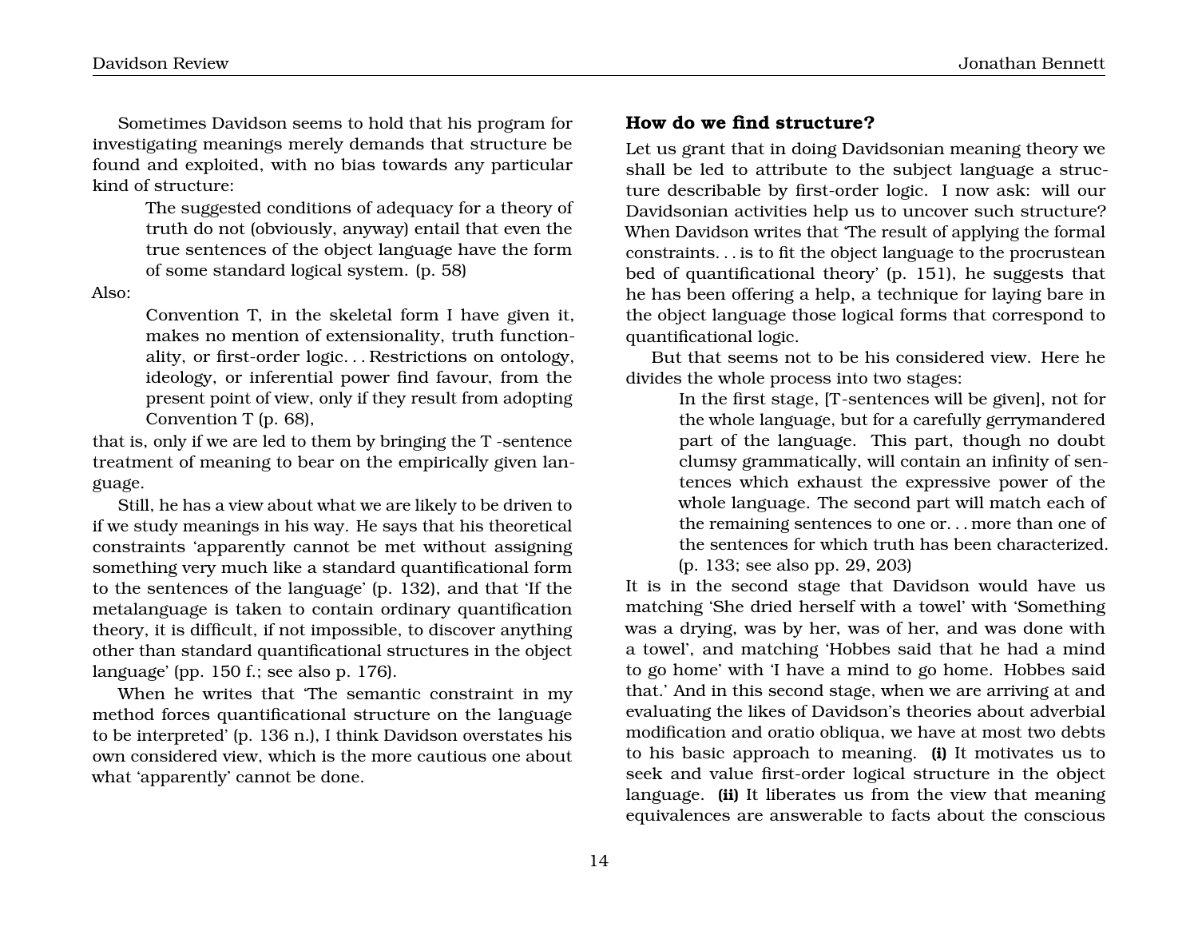Sometimes Davidson seems to hold that his program for investigating meanings merely demands that structure be found and exploited, with no bias towards any particular kind of structure:

> The suggested conditions of adequacy for a theory of truth do not (obviously, anyway) entail that even the true sentences of the object language have the form of some standard logical system. (p. 58)

Also:

> Convention T, in the skeletal form I have given it, makes no mention of extensionality, truth functionality, or first-order logic. . . Restrictions on ontology, ideology, or inferential power find favour, from the present point of view, only if they result from adopting Convention T (p. 68),

that is, only if we are led to them by bringing the T -sentence treatment of meaning to bear on the empirically given language.

Still, he has a view about what we are likely to be driven to if we study meanings in his way. He says that his theoretical constraints 'apparently cannot be met without assigning something very much like a standard quantificational form to the sentences of the language' (p. 132), and that 'If the metalanguage is taken to contain ordinary quantification theory, it is difficult, if not impossible, to discover anything other than standard quantificational structures in the object language' (pp. 150 f.; see also p. 176).

When he writes that 'The semantic constraint in my method forces quantificational structure on the language to be interpreted' (p. 136 n.), I think Davidson overstates his own considered view, which is the more cautious one about what 'apparently' cannot be done.

### How do we find structure?

Let us grant that in doing Davidsonian meaning theory we shall be led to attribute to the subject language a structure describable by first-order logic. I now ask: will our Davidsonian activities help us to uncover such structure? When Davidson writes that 'The result of applying the formal constraints. . . is to fit the object language to the procrustean bed of quantificational theory' (p. 151), he suggests that he has been offering a help, a technique for laying bare in the object language those logical forms that correspond to quantificational logic.

But that seems not to be his considered view. Here he divides the whole process into two stages:

> In the first stage, [T-sentences will be given], not for the whole language, but for a carefully gerrymandered part of the language. This part, though no doubt clumsy grammatically, will contain an infinity of sentences which exhaust the expressive power of the whole language. The second part will match each of the remaining sentences to one or. . . more than one of the sentences for which truth has been characterized. (p. 133; see also pp. 29, 203)

It is in the second stage that Davidson would have us matching 'She dried herself with a towel' with 'Something was a drying, was by her, was of her, and was done with a towel', and matching 'Hobbes said that he had a mind to go home' with 'I have a mind to go home. Hobbes said that.' And in this second stage, when we are arriving at and evaluating the likes of Davidson's theories about adverbial modification and oratio obliqua, we have at most two debts to his basic approach to meaning. **(i)** It motivates us to seek and value first-order logical structure in the object language. **(ii)** It liberates us from the view that meaning equivalences are answerable to facts about the conscious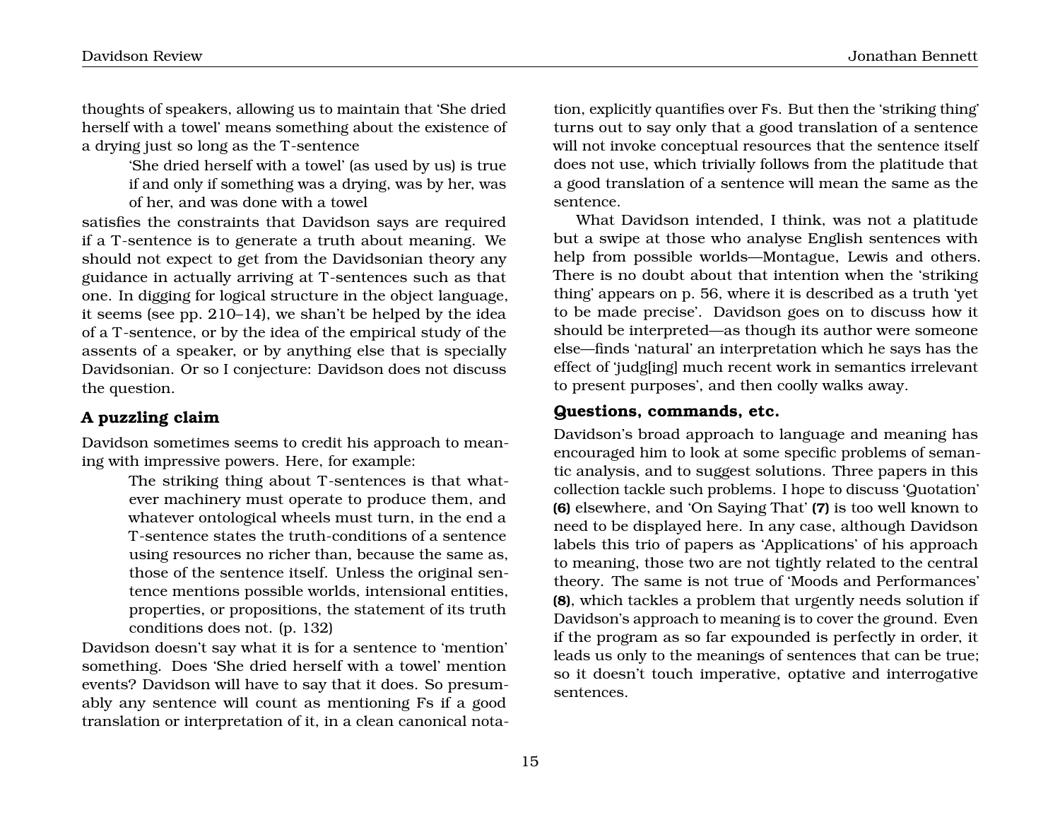thoughts of speakers, allowing us to maintain that 'She dried herself with a towel' means something about the existence of a drying just so long as the T-sentence

> 'She dried herself with a towel' (as used by us) is true if and only if something was a drying, was by her, was of her, and was done with a towel

satisfies the constraints that Davidson says are required if a T-sentence is to generate a truth about meaning. We should not expect to get from the Davidsonian theory any guidance in actually arriving at T-sentences such as that one. In digging for logical structure in the object language, it seems (see pp. 210–14), we shan't be helped by the idea of a T-sentence, or by the idea of the empirical study of the assents of a speaker, or by anything else that is specially Davidsonian. Or so I conjecture: Davidson does not discuss the question.

### A puzzling claim

Davidson sometimes seems to credit his approach to meaning with impressive powers. Here, for example:

> The striking thing about T-sentences is that whatever machinery must operate to produce them, and whatever ontological wheels must turn, in the end a T-sentence states the truth-conditions of a sentence using resources no richer than, because the same as, those of the sentence itself. Unless the original sentence mentions possible worlds, intensional entities, properties, or propositions, the statement of its truth conditions does not. (p. 132)

Davidson doesn't say what it is for a sentence to 'mention' something. Does 'She dried herself with a towel' mention events? Davidson will have to say that it does. So presumably any sentence will count as mentioning Fs if a good translation or interpretation of it, in a clean canonical notation, explicitly quantifies over Fs. But then the 'striking thing' turns out to say only that a good translation of a sentence will not invoke conceptual resources that the sentence itself does not use, which trivially follows from the platitude that a good translation of a sentence will mean the same as the sentence.

What Davidson intended, I think, was not a platitude but a swipe at those who analyse English sentences with help from possible worlds—Montague, Lewis and others. There is no doubt about that intention when the 'striking thing' appears on p. 56, where it is described as a truth 'yet to be made precise'. Davidson goes on to discuss how it should be interpreted—as though its author were someone else—finds 'natural' an interpretation which he says has the effect of 'judg[ing] much recent work in semantics irrelevant to present purposes', and then coolly walks away.

### Questions, commands, etc.

Davidson's broad approach to language and meaning has encouraged him to look at some specific problems of semantic analysis, and to suggest solutions. Three papers in this collection tackle such problems. I hope to discuss 'Quotation' **(6)** elsewhere, and 'On Saying That' **(7)** is too well known to need to be displayed here. In any case, although Davidson labels this trio of papers as 'Applications' of his approach to meaning, those two are not tightly related to the central theory. The same is not true of 'Moods and Performances' **(8)**, which tackles a problem that urgently needs solution if Davidson's approach to meaning is to cover the ground. Even if the program as so far expounded is perfectly in order, it leads us only to the meanings of sentences that can be true; so it doesn't touch imperative, optative and interrogative sentences.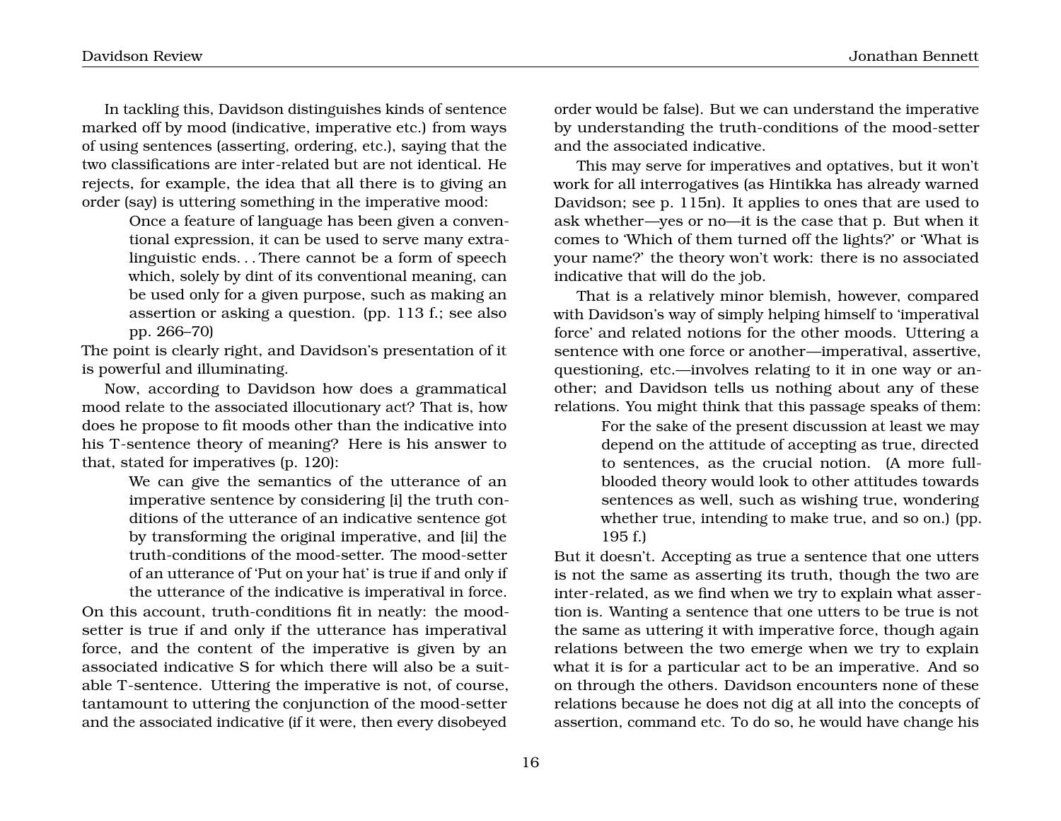In tackling this, Davidson distinguishes kinds of sentence marked off by mood (indicative, imperative etc.) from ways of using sentences (asserting, ordering, etc.), saying that the two classifications are inter-related but are not identical. He rejects, for example, the idea that all there is to giving an order (say) is uttering something in the imperative mood:

> Once a feature of language has been given a conventional expression, it can be used to serve many extra-linguistic ends. . . There cannot be a form of speech which, solely by dint of its conventional meaning, can be used only for a given purpose, such as making an assertion or asking a question. (pp. 113 f.; see also pp. 266–70)

The point is clearly right, and Davidson's presentation of it is powerful and illuminating.

Now, according to Davidson how does a grammatical mood relate to the associated illocutionary act? That is, how does he propose to fit moods other than the indicative into his T-sentence theory of meaning? Here is his answer to that, stated for imperatives (p. 120):

> We can give the semantics of the utterance of an imperative sentence by considering [i] the truth conditions of the utterance of an indicative sentence got by transforming the original imperative, and [ii] the truth-conditions of the mood-setter. The mood-setter of an utterance of 'Put on your hat' is true if and only if the utterance of the indicative is imperatival in force.

On this account, truth-conditions fit in neatly: the mood-setter is true if and only if the utterance has imperatival force, and the content of the imperative is given by an associated indicative S for which there will also be a suitable T-sentence. Uttering the imperative is not, of course, tantamount to uttering the conjunction of the mood-setter and the associated indicative (if it were, then every disobeyed order would be false). But we can understand the imperative by understanding the truth-conditions of the mood-setter and the associated indicative.

This may serve for imperatives and optatives, but it won't work for all interrogatives (as Hintikka has already warned Davidson; see p. 115n). It applies to ones that are used to ask whether—yes or no—it is the case that p. But when it comes to 'Which of them turned off the lights?' or 'What is your name?' the theory won't work: there is no associated indicative that will do the job.

That is a relatively minor blemish, however, compared with Davidson's way of simply helping himself to 'imperatival force' and related notions for the other moods. Uttering a sentence with one force or another—imperatival, assertive, questioning, etc.—involves relating to it in one way or another; and Davidson tells us nothing about any of these relations. You might think that this passage speaks of them:

> For the sake of the present discussion at least we may depend on the attitude of accepting as true, directed to sentences, as the crucial notion. (A more full-blooded theory would look to other attitudes towards sentences as well, such as wishing true, wondering whether true, intending to make true, and so on.) (pp. 195 f.)

But it doesn't. Accepting as true a sentence that one utters is not the same as asserting its truth, though the two are inter-related, as we find when we try to explain what assertion is. Wanting a sentence that one utters to be true is not the same as uttering it with imperative force, though again relations between the two emerge when we try to explain what it is for a particular act to be an imperative. And so on through the others. Davidson encounters none of these relations because he does not dig at all into the concepts of assertion, command etc. To do so, he would have change his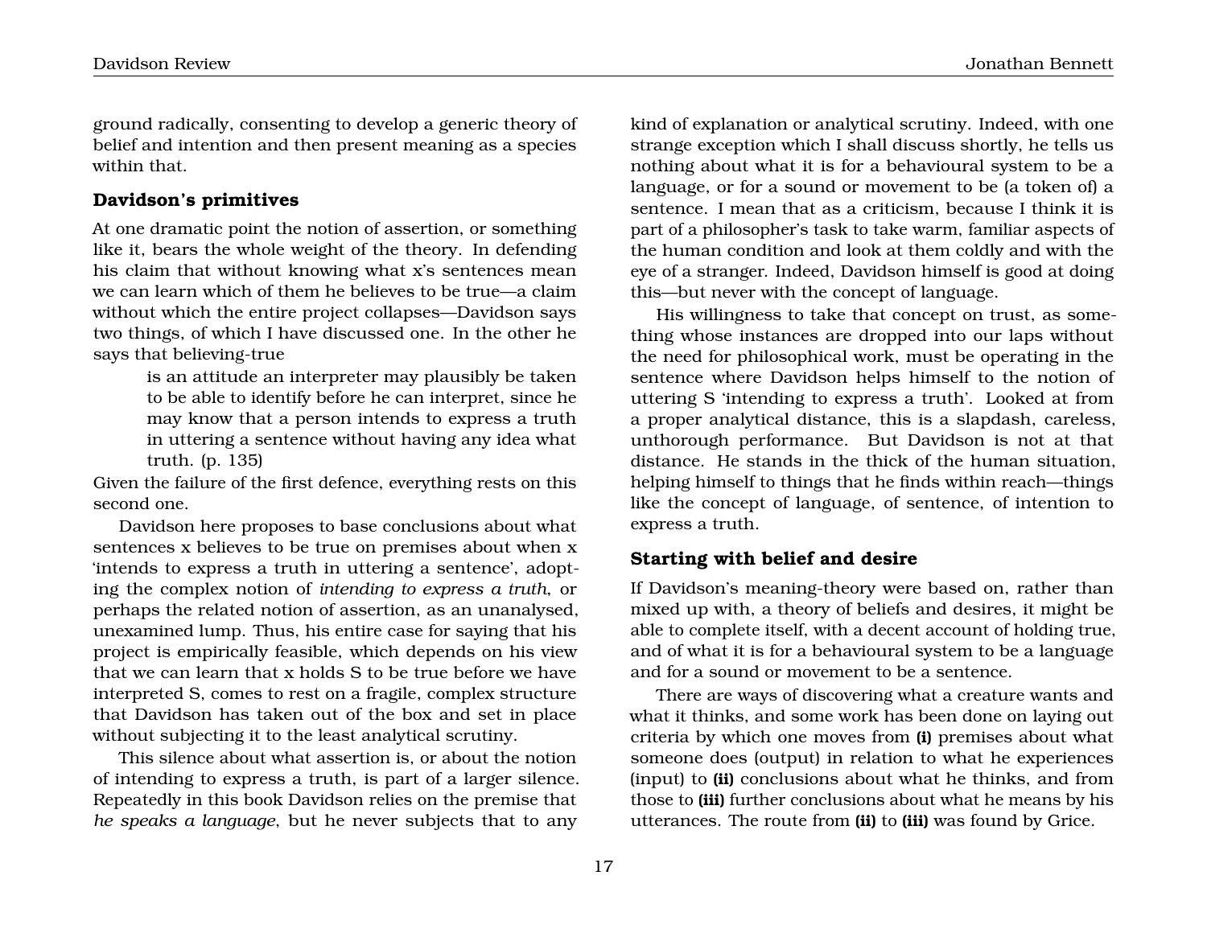ground radically, consenting to develop a generic theory of belief and intention and then present meaning as a species within that.

### Davidson's primitives

At one dramatic point the notion of assertion, or something like it, bears the whole weight of the theory. In defending his claim that without knowing what x's sentences mean we can learn which of them he believes to be true—a claim without which the entire project collapses—Davidson says two things, of which I have discussed one. In the other he says that believing-true

> is an attitude an interpreter may plausibly be taken to be able to identify before he can interpret, since he may know that a person intends to express a truth in uttering a sentence without having any idea what truth. (p. 135)

Given the failure of the first defence, everything rests on this second one.

Davidson here proposes to base conclusions about what sentences x believes to be true on premises about when x 'intends to express a truth in uttering a sentence', adopting the complex notion of *intending to express a truth*, or perhaps the related notion of assertion, as an unanalysed, unexamined lump. Thus, his entire case for saying that his project is empirically feasible, which depends on his view that we can learn that x holds S to be true before we have interpreted S, comes to rest on a fragile, complex structure that Davidson has taken out of the box and set in place without subjecting it to the least analytical scrutiny.

This silence about what assertion is, or about the notion of intending to express a truth, is part of a larger silence. Repeatedly in this book Davidson relies on the premise that *he speaks a language*, but he never subjects that to any kind of explanation or analytical scrutiny. Indeed, with one strange exception which I shall discuss shortly, he tells us nothing about what it is for a behavioural system to be a language, or for a sound or movement to be (a token of) a sentence. I mean that as a criticism, because I think it is part of a philosopher's task to take warm, familiar aspects of the human condition and look at them coldly and with the eye of a stranger. Indeed, Davidson himself is good at doing this—but never with the concept of language.

His willingness to take that concept on trust, as something whose instances are dropped into our laps without the need for philosophical work, must be operating in the sentence where Davidson helps himself to the notion of uttering S 'intending to express a truth'. Looked at from a proper analytical distance, this is a slapdash, careless, unthorough performance. But Davidson is not at that distance. He stands in the thick of the human situation, helping himself to things that he finds within reach—things like the concept of language, of sentence, of intention to express a truth.

### Starting with belief and desire

If Davidson's meaning-theory were based on, rather than mixed up with, a theory of beliefs and desires, it might be able to complete itself, with a decent account of holding true, and of what it is for a behavioural system to be a language and for a sound or movement to be a sentence.

There are ways of discovering what a creature wants and what it thinks, and some work has been done on laying out criteria by which one moves from **(i)** premises about what someone does (output) in relation to what he experiences (input) to **(ii)** conclusions about what he thinks, and from those to **(iii)** further conclusions about what he means by his utterances. The route from **(ii)** to **(iii)** was found by Grice.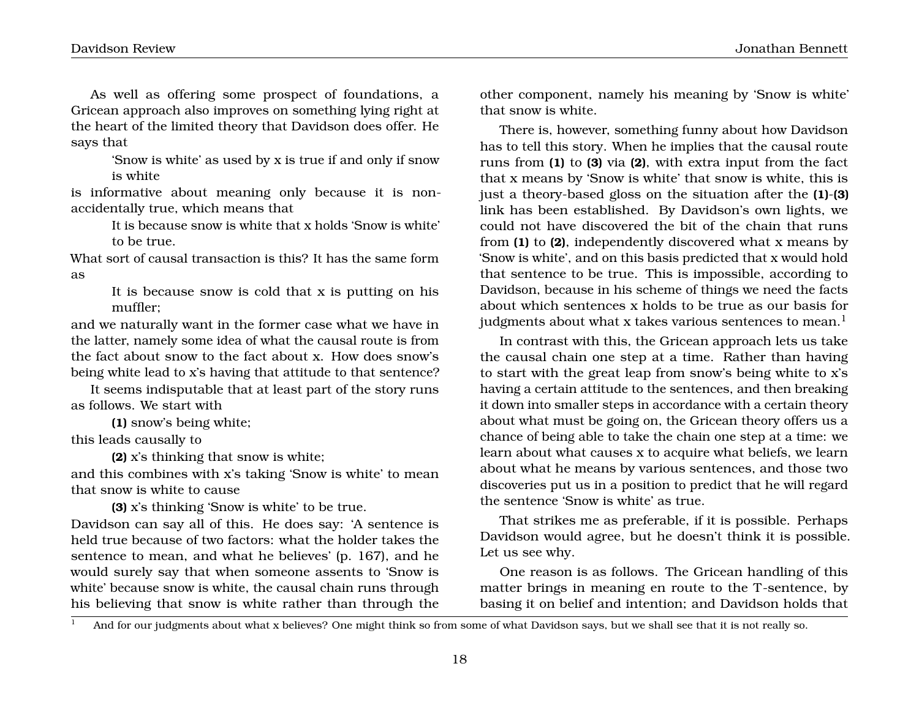As well as offering some prospect of foundations, a Gricean approach also improves on something lying right at the heart of the limited theory that Davidson does offer. He says that

> 'Snow is white' as used by x is true if and only if snow is white

is informative about meaning only because it is non-accidentally true, which means that

> It is because snow is white that x holds 'Snow is white' to be true.

What sort of causal transaction is this? It has the same form as

> It is because snow is cold that x is putting on his muffler;

and we naturally want in the former case what we have in the latter, namely some idea of what the causal route is from the fact about snow to the fact about x. How does snow's being white lead to x's having that attitude to that sentence?

It seems indisputable that at least part of the story runs as follows. We start with

> **(1)** snow's being white;

this leads causally to

> **(2)** x's thinking that snow is white;

and this combines with x's taking 'Snow is white' to mean that snow is white to cause

> **(3)** x's thinking 'Snow is white' to be true.

Davidson can say all of this. He does say: 'A sentence is held true because of two factors: what the holder takes the sentence to mean, and what he believes' (p. 167), and he would surely say that when someone assents to 'Snow is white' because snow is white, the causal chain runs through his believing that snow is white rather than through the other component, namely his meaning by 'Snow is white' that snow is white.

There is, however, something funny about how Davidson has to tell this story. When he implies that the causal route runs from **(1)** to **(3)** via **(2)**, with extra input from the fact that x means by 'Snow is white' that snow is white, this is just a theory-based gloss on the situation after the **(1)**-**(3)** link has been established. By Davidson's own lights, we could not have discovered the bit of the chain that runs from **(1)** to **(2)**, independently discovered what x means by 'Snow is white', and on this basis predicted that x would hold that sentence to be true. This is impossible, according to Davidson, because in his scheme of things we need the facts about which sentences x holds to be true as our basis for judgments about what x takes various sentences to mean.[1]

In contrast with this, the Gricean approach lets us take the causal chain one step at a time. Rather than having to start with the great leap from snow's being white to x's having a certain attitude to the sentences, and then breaking it down into smaller steps in accordance with a certain theory about what must be going on, the Gricean theory offers us a chance of being able to take the chain one step at a time: we learn about what causes x to acquire what beliefs, we learn about what he means by various sentences, and those two discoveries put us in a position to predict that he will regard the sentence 'Snow is white' as true.

That strikes me as preferable, if it is possible. Perhaps Davidson would agree, but he doesn't think it is possible. Let us see why.

One reason is as follows. The Gricean handling of this matter brings in meaning en route to the T-sentence, by basing it on belief and intention; and Davidson holds that

---

[1] And for our judgments about what x believes? One might think so from some of what Davidson says, but we shall see that it is not really so.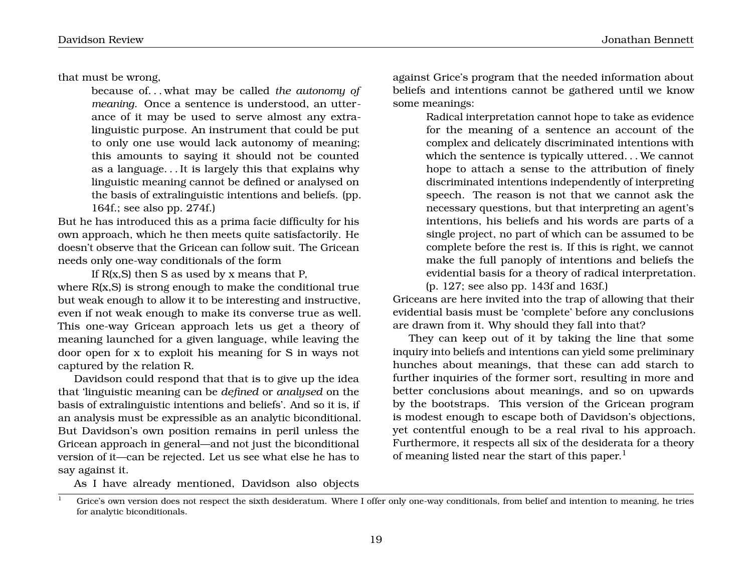that must be wrong,

> because of. . . what may be called *the autonomy of meaning*. Once a sentence is understood, an utterance of it may be used to serve almost any extra-linguistic purpose. An instrument that could be put to only one use would lack autonomy of meaning; this amounts to saying it should not be counted as a language. . . It is largely this that explains why linguistic meaning cannot be defined or analysed on the basis of extralinguistic intentions and beliefs. (pp. 164f.; see also pp. 274f.)

But he has introduced this as a prima facie difficulty for his own approach, which he then meets quite satisfactorily. He doesn't observe that the Gricean can follow suit. The Gricean needs only one-way conditionals of the form

> If R(x,S) then S as used by x means that P,

where R(x,S) is strong enough to make the conditional true but weak enough to allow it to be interesting and instructive, even if not weak enough to make its converse true as well. This one-way Gricean approach lets us get a theory of meaning launched for a given language, while leaving the door open for x to exploit his meaning for S in ways not captured by the relation R.

Davidson could respond that that is to give up the idea that 'linguistic meaning can be *defined* or *analysed* on the basis of extralinguistic intentions and beliefs'. And so it is, if an analysis must be expressible as an analytic biconditional. But Davidson's own position remains in peril unless the Gricean approach in general—and not just the biconditional version of it—can be rejected. Let us see what else he has to say against it.

As I have already mentioned, Davidson also objects against Grice's program that the needed information about beliefs and intentions cannot be gathered until we know some meanings:

> Radical interpretation cannot hope to take as evidence for the meaning of a sentence an account of the complex and delicately discriminated intentions with which the sentence is typically uttered. . . We cannot hope to attach a sense to the attribution of finely discriminated intentions independently of interpreting speech. The reason is not that we cannot ask the necessary questions, but that interpreting an agent's intentions, his beliefs and his words are parts of a single project, no part of which can be assumed to be complete before the rest is. If this is right, we cannot make the full panoply of intentions and beliefs the evidential basis for a theory of radical interpretation. (p. 127; see also pp. 143f and 163f.)

Griceans are here invited into the trap of allowing that their evidential basis must be 'complete' before any conclusions are drawn from it. Why should they fall into that?

They can keep out of it by taking the line that some inquiry into beliefs and intentions can yield some preliminary hunches about meanings, that these can add starch to further inquiries of the former sort, resulting in more and better conclusions about meanings, and so on upwards by the bootstraps. This version of the Gricean program is modest enough to escape both of Davidson's objections, yet contentful enough to be a real rival to his approach. Furthermore, it respects all six of the desiderata for a theory of meaning listed near the start of this paper.[1]

[1] Grice's own version does not respect the sixth desideratum. Where I offer only one-way conditionals, from belief and intention to meaning, he tries for analytic biconditionals.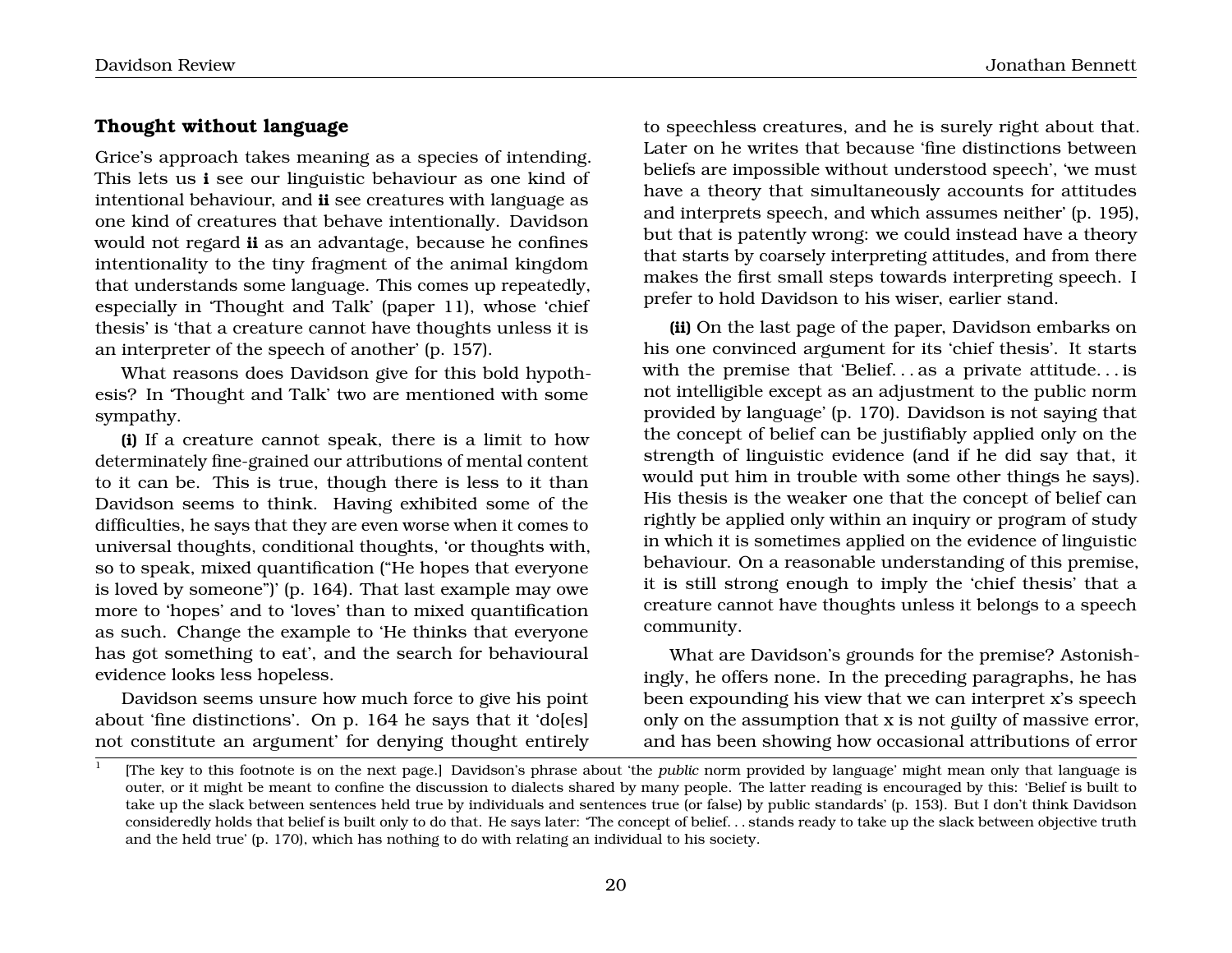## Thought without language

Grice's approach takes meaning as a species of intending. This lets us **i** see our linguistic behaviour as one kind of intentional behaviour, and **ii** see creatures with language as one kind of creatures that behave intentionally. Davidson would not regard **ii** as an advantage, because he confines intentionality to the tiny fragment of the animal kingdom that understands some language. This comes up repeatedly, especially in 'Thought and Talk' (paper 11), whose 'chief thesis' is 'that a creature cannot have thoughts unless it is an interpreter of the speech of another' (p. 157).

What reasons does Davidson give for this bold hypothesis? In 'Thought and Talk' two are mentioned with some sympathy.

**(i)** If a creature cannot speak, there is a limit to how determinately fine-grained our attributions of mental content to it can be. This is true, though there is less to it than Davidson seems to think. Having exhibited some of the difficulties, he says that they are even worse when it comes to universal thoughts, conditional thoughts, 'or thoughts with, so to speak, mixed quantification ("He hopes that everyone is loved by someone")' (p. 164). That last example may owe more to 'hopes' and to 'loves' than to mixed quantification as such. Change the example to 'He thinks that everyone has got something to eat', and the search for behavioural evidence looks less hopeless.

Davidson seems unsure how much force to give his point about 'fine distinctions'. On p. 164 he says that it 'do[es] not constitute an argument' for denying thought entirely to speechless creatures, and he is surely right about that. Later on he writes that because 'fine distinctions between beliefs are impossible without understood speech', 'we must have a theory that simultaneously accounts for attitudes and interprets speech, and which assumes neither' (p. 195), but that is patently wrong: we could instead have a theory that starts by coarsely interpreting attitudes, and from there makes the first small steps towards interpreting speech. I prefer to hold Davidson to his wiser, earlier stand.

**(ii)** On the last page of the paper, Davidson embarks on his one convinced argument for its 'chief thesis'. It starts with the premise that 'Belief. . . as a private attitude. . . is not intelligible except as an adjustment to the public norm provided by language' (p. 170). Davidson is not saying that the concept of belief can be justifiably applied only on the strength of linguistic evidence (and if he did say that, it would put him in trouble with some other things he says). His thesis is the weaker one that the concept of belief can rightly be applied only within an inquiry or program of study in which it is sometimes applied on the evidence of linguistic behaviour. On a reasonable understanding of this premise, it is still strong enough to imply the 'chief thesis' that a creature cannot have thoughts unless it belongs to a speech community.

What are Davidson's grounds for the premise? Astonishingly, he offers none. In the preceding paragraphs, he has been expounding his view that we can interpret x's speech only on the assumption that x is not guilty of massive error, and has been showing how occasional attributions of error

---

[1] [The key to this footnote is on the next page.] Davidson's phrase about 'the *public* norm provided by language' might mean only that language is outer, or it might be meant to confine the discussion to dialects shared by many people. The latter reading is encouraged by this: 'Belief is built to take up the slack between sentences held true by individuals and sentences true (or false) by public standards' (p. 153). But I don't think Davidson consideredly holds that belief is built only to do that. He says later: 'The concept of belief. . . stands ready to take up the slack between objective truth and the held true' (p. 170), which has nothing to do with relating an individual to his society.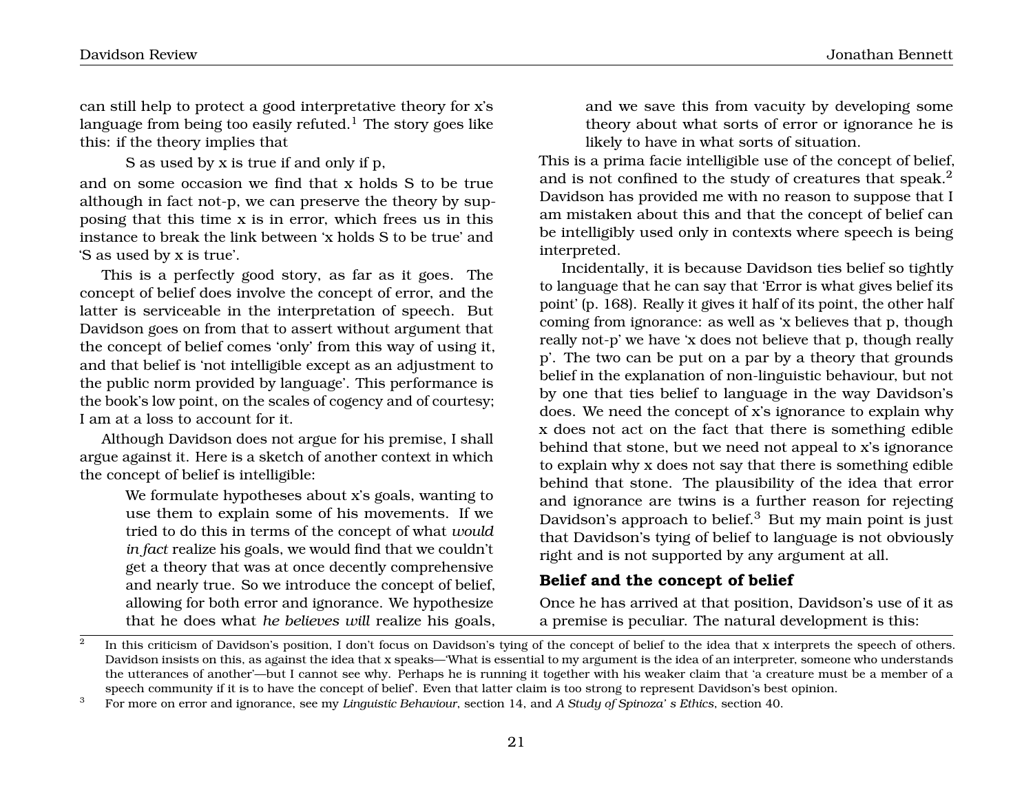can still help to protect a good interpretative theory for x's language from being too easily refuted.[1] The story goes like this: if the theory implies that

> S as used by x is true if and only if p,

and on some occasion we find that x holds S to be true although in fact not-p, we can preserve the theory by supposing that this time x is in error, which frees us in this instance to break the link between 'x holds S to be true' and 'S as used by x is true'.

This is a perfectly good story, as far as it goes. The concept of belief does involve the concept of error, and the latter is serviceable in the interpretation of speech. But Davidson goes on from that to assert without argument that the concept of belief comes 'only' from this way of using it, and that belief is 'not intelligible except as an adjustment to the public norm provided by language'. This performance is the book's low point, on the scales of cogency and of courtesy; I am at a loss to account for it.

Although Davidson does not argue for his premise, I shall argue against it. Here is a sketch of another context in which the concept of belief is intelligible:

> We formulate hypotheses about x's goals, wanting to use them to explain some of his movements. If we tried to do this in terms of the concept of what *would in fact* realize his goals, we would find that we couldn't get a theory that was at once decently comprehensive and nearly true. So we introduce the concept of belief, allowing for both error and ignorance. We hypothesize that he does what *he believes will* realize his goals, and we save this from vacuity by developing some theory about what sorts of error or ignorance he is likely to have in what sorts of situation.

This is a prima facie intelligible use of the concept of belief, and is not confined to the study of creatures that speak.[2] Davidson has provided me with no reason to suppose that I am mistaken about this and that the concept of belief can be intelligibly used only in contexts where speech is being interpreted.

Incidentally, it is because Davidson ties belief so tightly to language that he can say that 'Error is what gives belief its point' (p. 168). Really it gives it half of its point, the other half coming from ignorance: as well as 'x believes that p, though really not-p' we have 'x does not believe that p, though really p'. The two can be put on a par by a theory that grounds belief in the explanation of non-linguistic behaviour, but not by one that ties belief to language in the way Davidson's does. We need the concept of x's ignorance to explain why x does not act on the fact that there is something edible behind that stone, but we need not appeal to x's ignorance to explain why x does not say that there is something edible behind that stone. The plausibility of the idea that error and ignorance are twins is a further reason for rejecting Davidson's approach to belief.[3] But my main point is just that Davidson's tying of belief to language is not obviously right and is not supported by any argument at all.

### Belief and the concept of belief

Once he has arrived at that position, Davidson's use of it as a premise is peculiar. The natural development is this:

---

[2] In this criticism of Davidson's position, I don't focus on Davidson's tying of the concept of belief to the idea that x interprets the speech of others. Davidson insists on this, as against the idea that x speaks—'What is essential to my argument is the idea of an interpreter, someone who understands the utterances of another'—but I cannot see why. Perhaps he is running it together with his weaker claim that 'a creature must be a member of a speech community if it is to have the concept of belief'. Even that latter claim is too strong to represent Davidson's best opinion.

[3] For more on error and ignorance, see my *Linguistic Behaviour*, section 14, and *A Study of Spinoza' s Ethics*, section 40.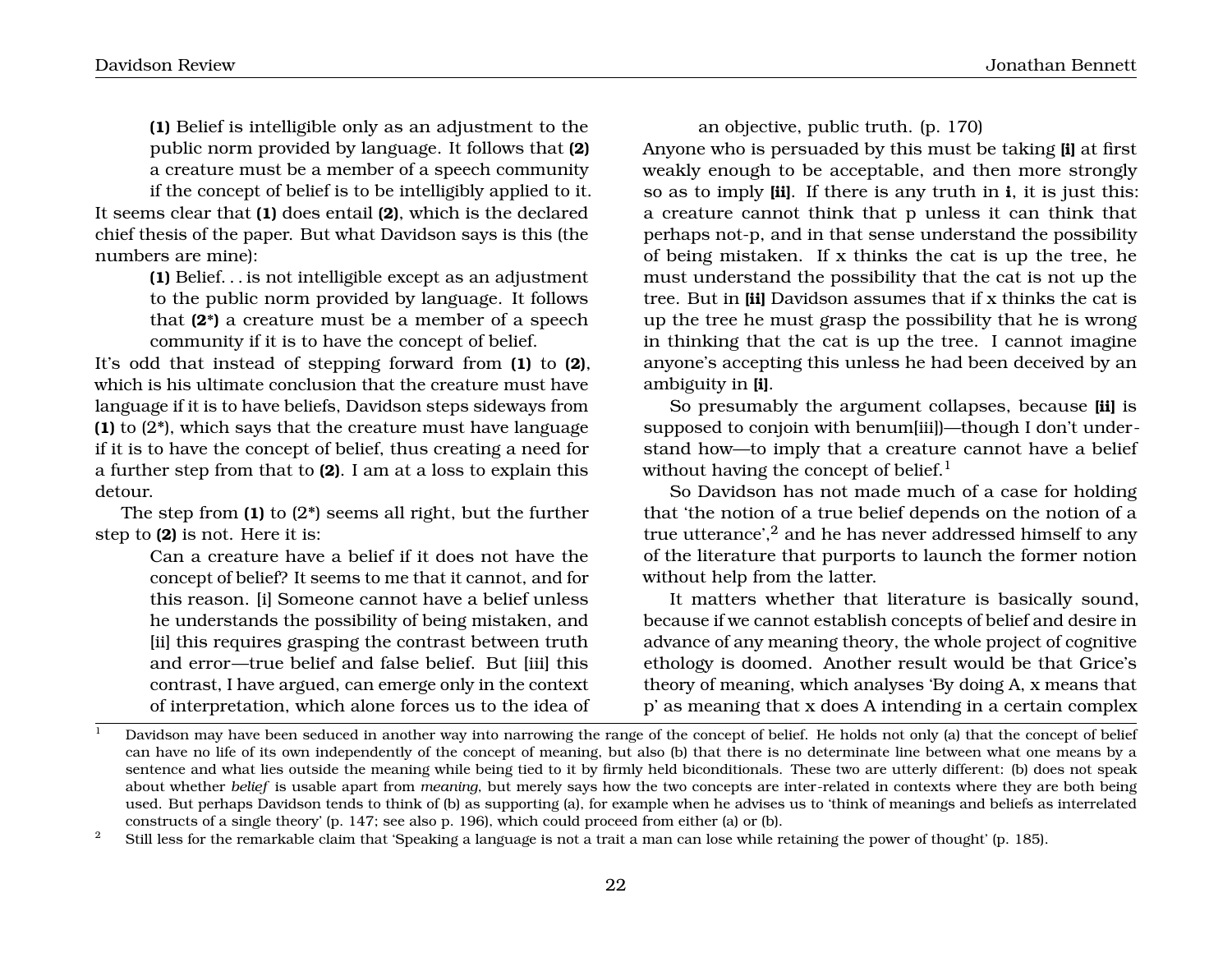> **(1)** Belief is intelligible only as an adjustment to the public norm provided by language. It follows that **(2)** a creature must be a member of a speech community if the concept of belief is to be intelligibly applied to it.

It seems clear that **(1)** does entail **(2)**, which is the declared chief thesis of the paper. But what Davidson says is this (the numbers are mine):

> **(1)** Belief. . . is not intelligible except as an adjustment to the public norm provided by language. It follows that **(2*)** a creature must be a member of a speech community if it is to have the concept of belief.

It's odd that instead of stepping forward from **(1)** to **(2)**, which is his ultimate conclusion that the creature must have language if it is to have beliefs, Davidson steps sideways from **(1)** to (2*), which says that the creature must have language if it is to have the concept of belief, thus creating a need for a further step from that to **(2)**. I am at a loss to explain this detour.

The step from **(1)** to (2*) seems all right, but the further step to **(2)** is not. Here it is:

> Can a creature have a belief if it does not have the concept of belief? It seems to me that it cannot, and for this reason. [i] Someone cannot have a belief unless he understands the possibility of being mistaken, and [ii] this requires grasping the contrast between truth and error—true belief and false belief. But [iii] this contrast, I have argued, can emerge only in the context of interpretation, which alone forces us to the idea of an objective, public truth. (p. 170)

Anyone who is persuaded by this must be taking **[i]** at first weakly enough to be acceptable, and then more strongly so as to imply **[ii]**. If there is any truth in **i**, it is just this: a creature cannot think that p unless it can think that perhaps not-p, and in that sense understand the possibility of being mistaken. If x thinks the cat is up the tree, he must understand the possibility that the cat is not up the tree. But in **[ii]** Davidson assumes that if x thinks the cat is up the tree he must grasp the possibility that he is wrong in thinking that the cat is up the tree. I cannot imagine anyone's accepting this unless he had been deceived by an ambiguity in **[i]**.

So presumably the argument collapses, because **[ii]** is supposed to conjoin with benum[iii])—though I don't understand how—to imply that a creature cannot have a belief without having the concept of belief.[1]

So Davidson has not made much of a case for holding that 'the notion of a true belief depends on the notion of a true utterance',[2] and he has never addressed himself to any of the literature that purports to launch the former notion without help from the latter.

It matters whether that literature is basically sound, because if we cannot establish concepts of belief and desire in advance of any meaning theory, the whole project of cognitive ethology is doomed. Another result would be that Grice's theory of meaning, which analyses 'By doing A, x means that p' as meaning that x does A intending in a certain complex

---

[1] Davidson may have been seduced in another way into narrowing the range of the concept of belief. He holds not only (a) that the concept of belief can have no life of its own independently of the concept of meaning, but also (b) that there is no determinate line between what one means by a sentence and what lies outside the meaning while being tied to it by firmly held biconditionals. These two are utterly different: (b) does not speak about whether *belief* is usable apart from *meaning*, but merely says how the two concepts are inter-related in contexts where they are both being used. But perhaps Davidson tends to think of (b) as supporting (a), for example when he advises us to 'think of meanings and beliefs as interrelated constructs of a single theory' (p. 147; see also p. 196), which could proceed from either (a) or (b).

[2] Still less for the remarkable claim that 'Speaking a language is not a trait a man can lose while retaining the power of thought' (p. 185).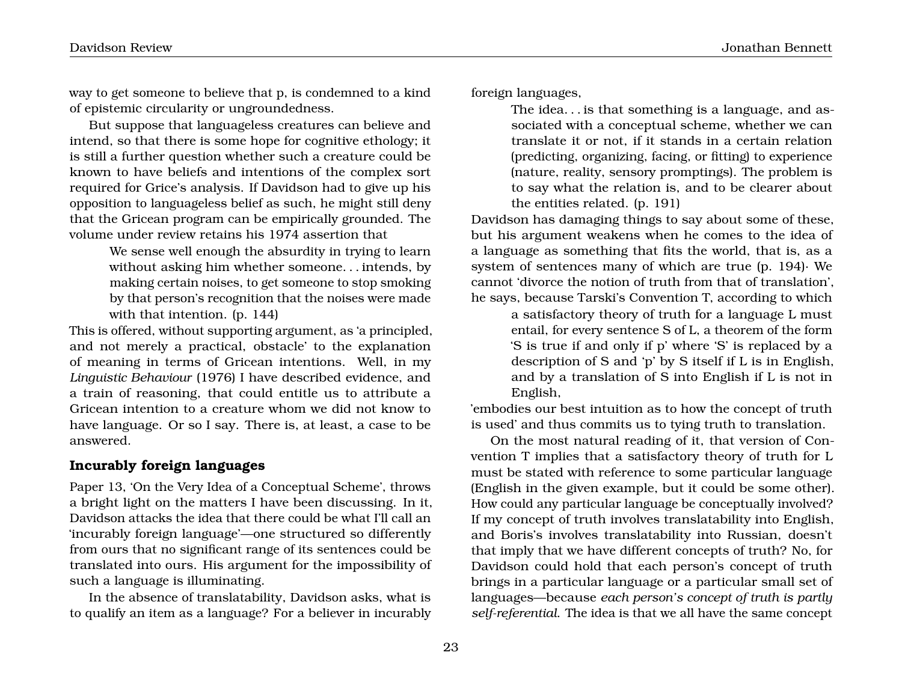way to get someone to believe that p, is condemned to a kind of epistemic circularity or ungroundedness.

But suppose that languageless creatures can believe and intend, so that there is some hope for cognitive ethology; it is still a further question whether such a creature could be known to have beliefs and intentions of the complex sort required for Grice's analysis. If Davidson had to give up his opposition to languageless belief as such, he might still deny that the Gricean program can be empirically grounded. The volume under review retains his 1974 assertion that

> We sense well enough the absurdity in trying to learn without asking him whether someone. . . intends, by making certain noises, to get someone to stop smoking by that person's recognition that the noises were made with that intention. (p. 144)

This is offered, without supporting argument, as 'a principled, and not merely a practical, obstacle' to the explanation of meaning in terms of Gricean intentions. Well, in my *Linguistic Behaviour* (1976) I have described evidence, and a train of reasoning, that could entitle us to attribute a Gricean intention to a creature whom we did not know to have language. Or so I say. There is, at least, a case to be answered.

### Incurably foreign languages

Paper 13, 'On the Very Idea of a Conceptual Scheme', throws a bright light on the matters I have been discussing. In it, Davidson attacks the idea that there could be what I'll call an 'incurably foreign language'—one structured so differently from ours that no significant range of its sentences could be translated into ours. His argument for the impossibility of such a language is illuminating.

In the absence of translatability, Davidson asks, what is to qualify an item as a language? For a believer in incurably foreign languages,

> The idea. . . is that something is a language, and associated with a conceptual scheme, whether we can translate it or not, if it stands in a certain relation (predicting, organizing, facing, or fitting) to experience (nature, reality, sensory promptings). The problem is to say what the relation is, and to be clearer about the entities related. (p. 191)

Davidson has damaging things to say about some of these, but his argument weakens when he comes to the idea of a language as something that fits the world, that is, as a system of sentences many of which are true (p. 194)· We cannot 'divorce the notion of truth from that of translation', he says, because Tarski's Convention T, according to which

> a satisfactory theory of truth for a language L must entail, for every sentence S of L, a theorem of the form 'S is true if and only if p' where 'S' is replaced by a description of S and 'p' by S itself if L is in English, and by a translation of S into English if L is not in English,

'embodies our best intuition as to how the concept of truth is used' and thus commits us to tying truth to translation.

On the most natural reading of it, that version of Convention T implies that a satisfactory theory of truth for L must be stated with reference to some particular language (English in the given example, but it could be some other). How could any particular language be conceptually involved? If my concept of truth involves translatability into English, and Boris's involves translatability into Russian, doesn't that imply that we have different concepts of truth? No, for Davidson could hold that each person's concept of truth brings in a particular language or a particular small set of languages—because *each person's concept of truth is partly self-referential*. The idea is that we all have the same concept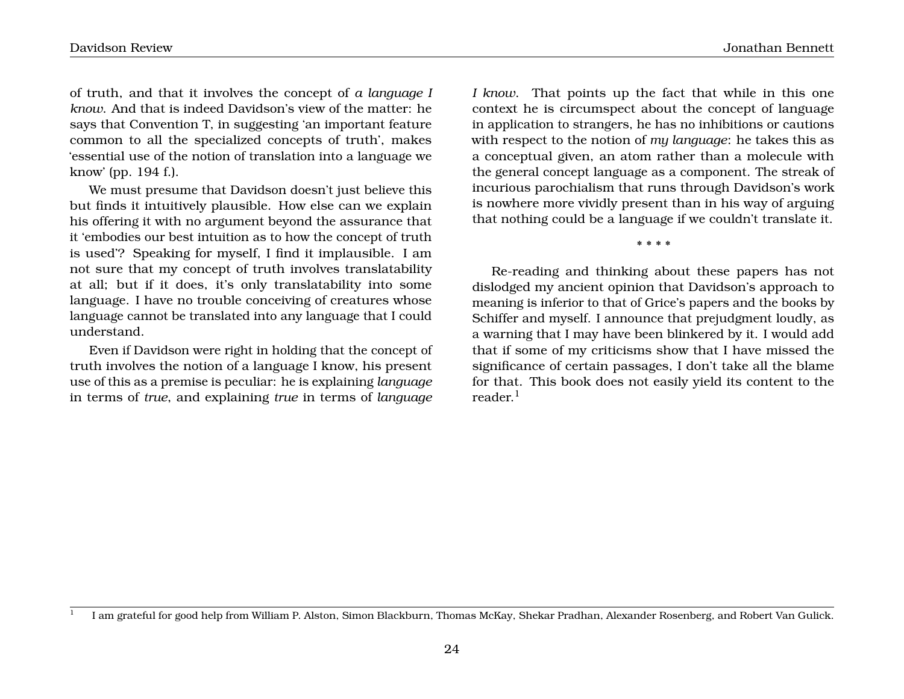of truth, and that it involves the concept of *a language I know*. And that is indeed Davidson's view of the matter: he says that Convention T, in suggesting 'an important feature common to all the specialized concepts of truth', makes 'essential use of the notion of translation into a language we know' (pp. 194 f.).

We must presume that Davidson doesn't just believe this but finds it intuitively plausible. How else can we explain his offering it with no argument beyond the assurance that it 'embodies our best intuition as to how the concept of truth is used'? Speaking for myself, I find it implausible. I am not sure that my concept of truth involves translatability at all; but if it does, it's only translatability into some language. I have no trouble conceiving of creatures whose language cannot be translated into any language that I could understand.

Even if Davidson were right in holding that the concept of truth involves the notion of a language I know, his present use of this as a premise is peculiar: he is explaining *language* in terms of *true*, and explaining *true* in terms of *language I know*. That points up the fact that while in this one context he is circumspect about the concept of language in application to strangers, he has no inhibitions or cautions with respect to the notion of *my language*: he takes this as a conceptual given, an atom rather than a molecule with the general concept language as a component. The streak of incurious parochialism that runs through Davidson's work is nowhere more vividly present than in his way of arguing that nothing could be a language if we couldn't translate it.

* * * *

Re-reading and thinking about these papers has not dislodged my ancient opinion that Davidson's approach to meaning is inferior to that of Grice's papers and the books by Schiffer and myself. I announce that prejudgment loudly, as a warning that I may have been blinkered by it. I would add that if some of my criticisms show that I have missed the significance of certain passages, I don't take all the blame for that. This book does not easily yield its content to the reader.[1]

[1] I am grateful for good help from William P. Alston, Simon Blackburn, Thomas McKay, Shekar Pradhan, Alexander Rosenberg, and Robert Van Gulick.